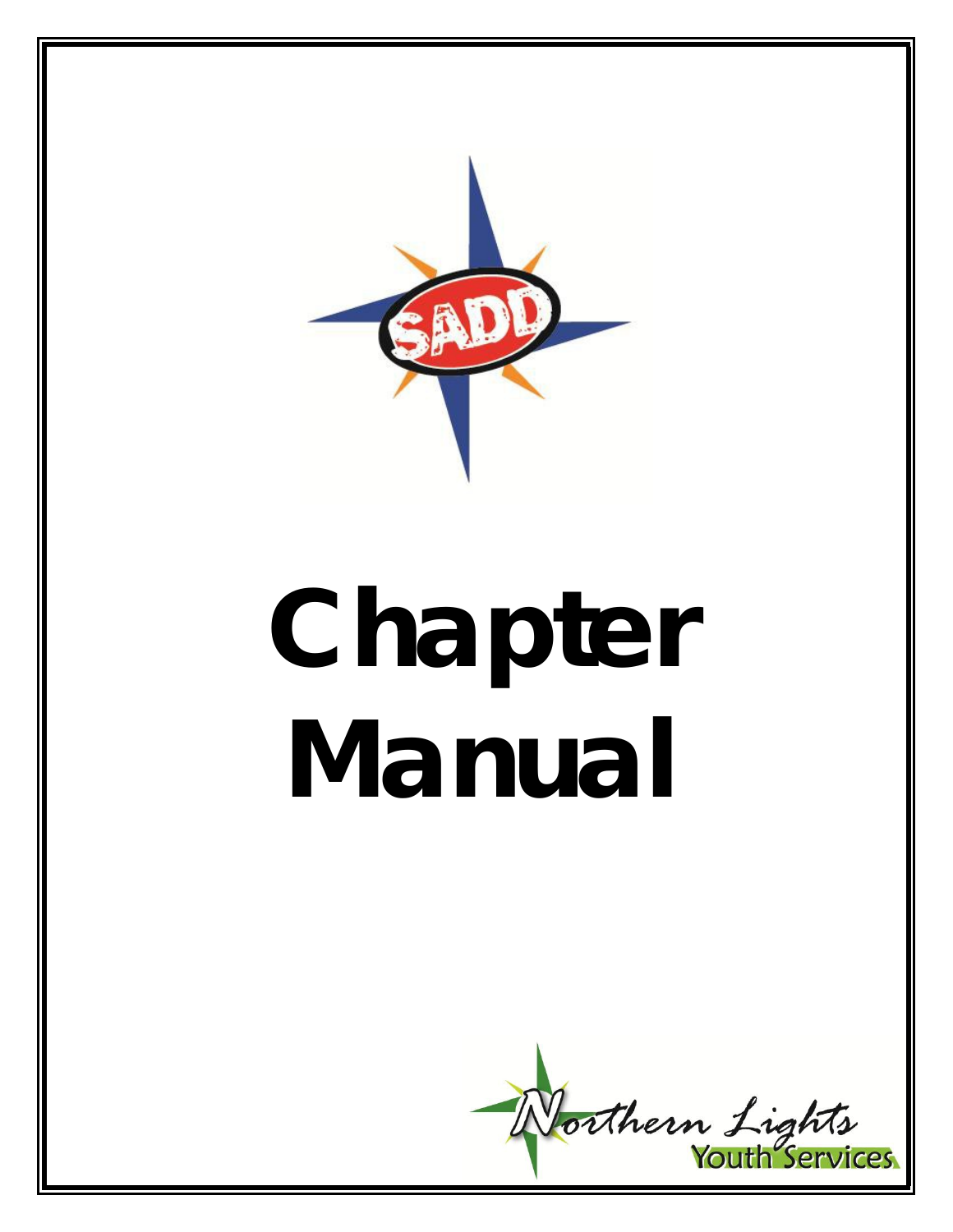# Chapter Manual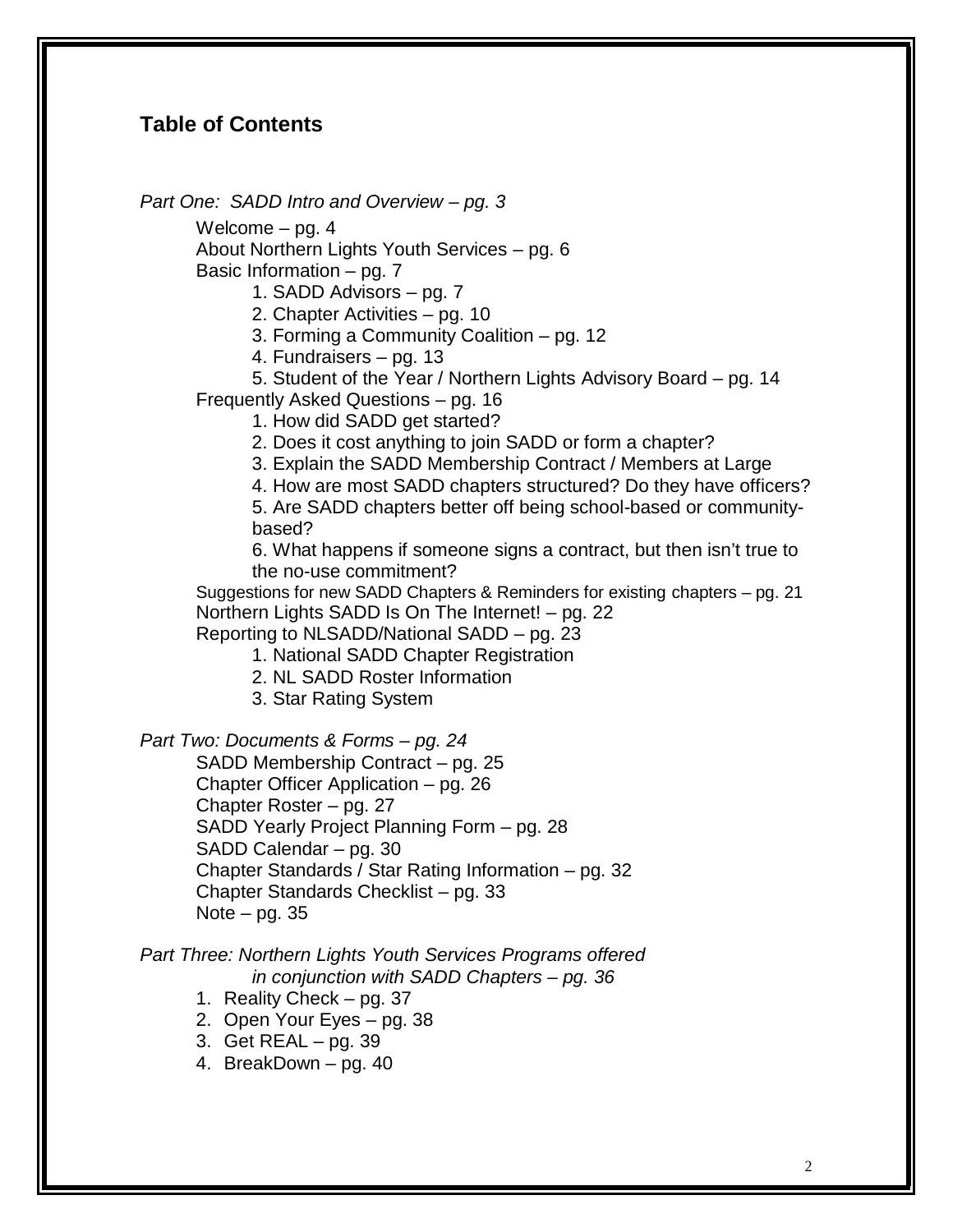## Table of Contents

*Part One: SADD Intro and Overview – pg. 3*

- Welcome – pg. 4
- About Northern Lights Youth Services – pg. 6
- Basic Information – pg. 7
  1. SADD Advisors – pg. 7
  2. Chapter Activities – pg. 10
  3. Forming a Community Coalition – pg. 12
  4. Fundraisers – pg. 13
  5. Student of the Year / Northern Lights Advisory Board – pg. 14
- Frequently Asked Questions – pg. 16
  1. How did SADD get started?
  2. Does it cost anything to join SADD or form a chapter?
  3. Explain the SADD Membership Contract / Members at Large
  4. How are most SADD chapters structured? Do they have officers?
  5. Are SADD chapters better off being school-based or community-based?
  6. What happens if someone signs a contract, but then isn't true to the no-use commitment?
- Suggestions for new SADD Chapters & Reminders for existing chapters – pg. 21
- Northern Lights SADD Is On The Internet! – pg. 22
- Reporting to NLSADD/National SADD – pg. 23
  1. National SADD Chapter Registration
  2. NL SADD Roster Information
  3. Star Rating System

*Part Two: Documents & Forms – pg. 24*

- SADD Membership Contract – pg. 25
- Chapter Officer Application – pg. 26
- Chapter Roster – pg. 27
- SADD Yearly Project Planning Form – pg. 28
- SADD Calendar – pg. 30
- Chapter Standards / Star Rating Information – pg. 32
- Chapter Standards Checklist – pg. 33
- Note – pg. 35

*Part Three: Northern Lights Youth Services Programs offered in conjunction with SADD Chapters – pg. 36*

1. Reality Check – pg. 37
2. Open Your Eyes – pg. 38
3. Get REAL – pg. 39
4. BreakDown – pg. 40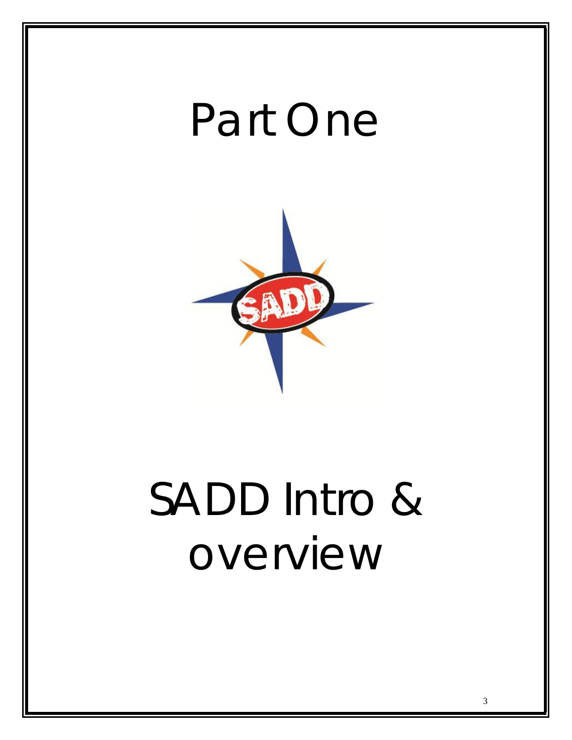# Part One

# SADD Intro & overview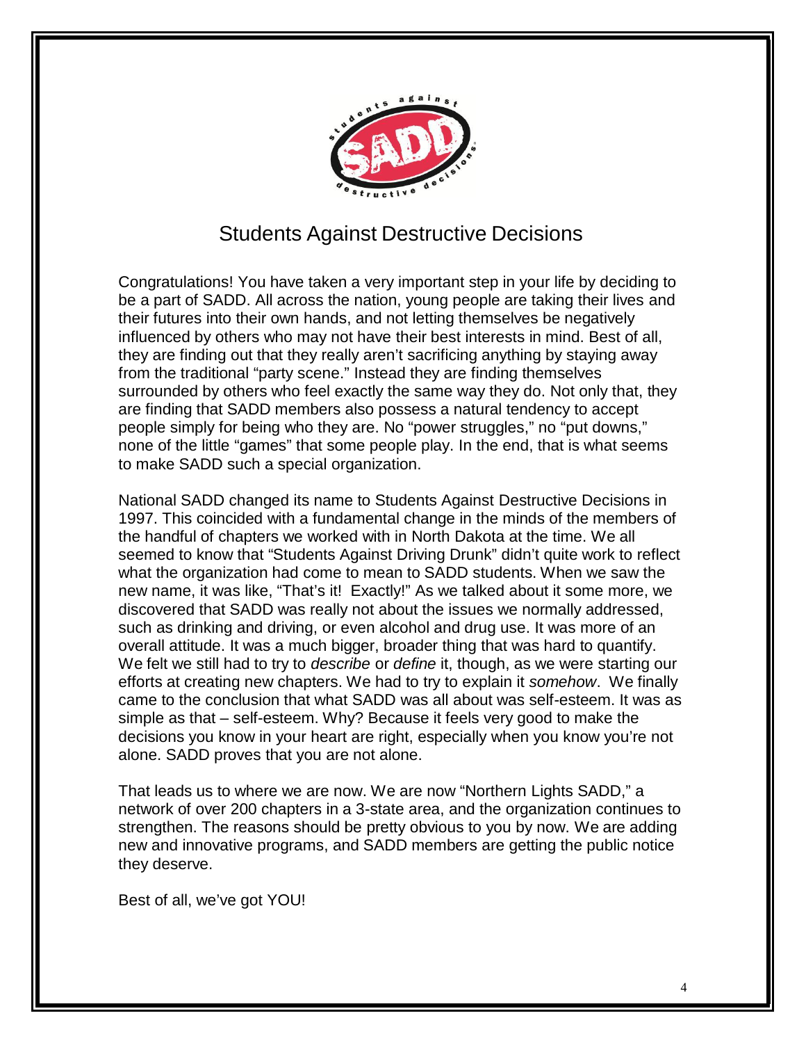# Students Against Destructive Decisions

Congratulations! You have taken a very important step in your life by deciding to be a part of SADD. All across the nation, young people are taking their lives and their futures into their own hands, and not letting themselves be negatively influenced by others who may not have their best interests in mind. Best of all, they are finding out that they really aren't sacrificing anything by staying away from the traditional "party scene." Instead they are finding themselves surrounded by others who feel exactly the same way they do. Not only that, they are finding that SADD members also possess a natural tendency to accept people simply for being who they are. No "power struggles," no "put downs," none of the little "games" that some people play. In the end, that is what seems to make SADD such a special organization.

National SADD changed its name to Students Against Destructive Decisions in 1997. This coincided with a fundamental change in the minds of the members of the handful of chapters we worked with in North Dakota at the time. We all seemed to know that "Students Against Driving Drunk" didn't quite work to reflect what the organization had come to mean to SADD students. When we saw the new name, it was like, "That's it! Exactly!" As we talked about it some more, we discovered that SADD was really not about the issues we normally addressed, such as drinking and driving, or even alcohol and drug use. It was more of an overall attitude. It was a much bigger, broader thing that was hard to quantify. We felt we still had to try to *describe* or *define* it, though, as we were starting our efforts at creating new chapters. We had to try to explain it *somehow*. We finally came to the conclusion that what SADD was all about was self-esteem. It was as simple as that – self-esteem. Why? Because it feels very good to make the decisions you know in your heart are right, especially when you know you're not alone. SADD proves that you are not alone.

That leads us to where we are now. We are now "Northern Lights SADD," a network of over 200 chapters in a 3-state area, and the organization continues to strengthen. The reasons should be pretty obvious to you by now. We are adding new and innovative programs, and SADD members are getting the public notice they deserve.

Best of all, we've got YOU!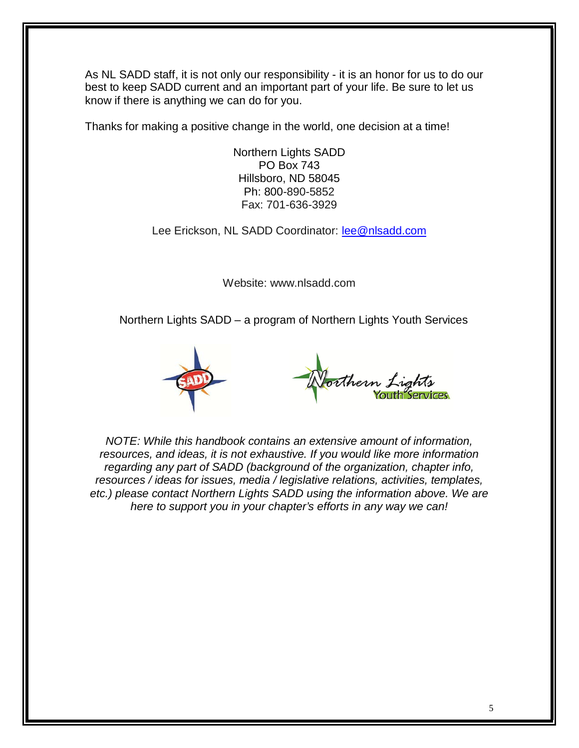As NL SADD staff, it is not only our responsibility - it is an honor for us to do our best to keep SADD current and an important part of your life. Be sure to let us know if there is anything we can do for you.

Thanks for making a positive change in the world, one decision at a time!

Northern Lights SADD
PO Box 743
Hillsboro, ND 58045
Ph: 800-890-5852
Fax: 701-636-3929

Lee Erickson, NL SADD Coordinator: lee@nlsadd.com

Website: www.nlsadd.com

Northern Lights SADD – a program of Northern Lights Youth Services

*NOTE: While this handbook contains an extensive amount of information, resources, and ideas, it is not exhaustive. If you would like more information regarding any part of SADD (background of the organization, chapter info, resources / ideas for issues, media / legislative relations, activities, templates, etc.) please contact Northern Lights SADD using the information above. We are here to support you in your chapter's efforts in any way we can!*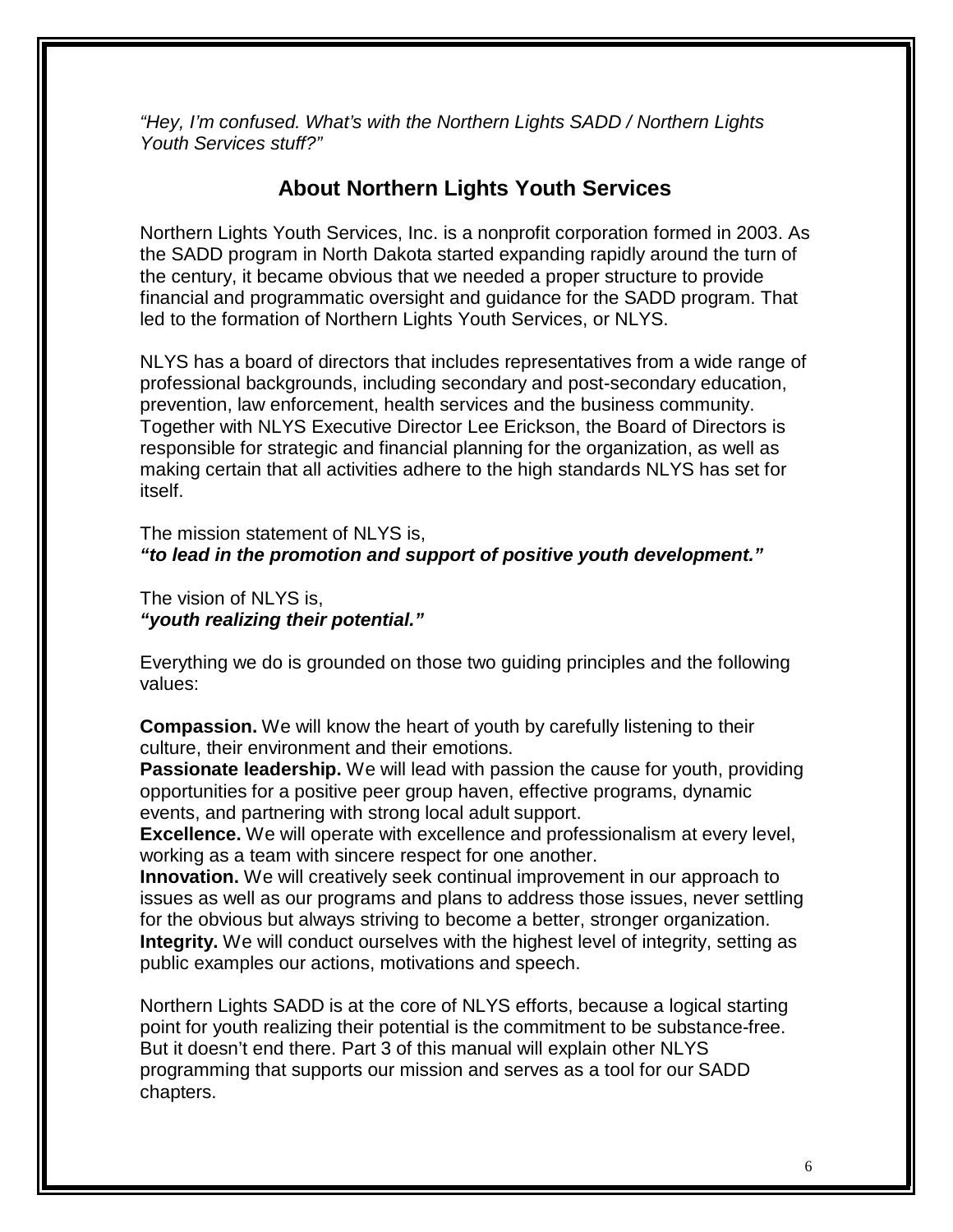*"Hey, I'm confused. What's with the Northern Lights SADD / Northern Lights Youth Services stuff?"*

## About Northern Lights Youth Services

Northern Lights Youth Services, Inc. is a nonprofit corporation formed in 2003. As the SADD program in North Dakota started expanding rapidly around the turn of the century, it became obvious that we needed a proper structure to provide financial and programmatic oversight and guidance for the SADD program. That led to the formation of Northern Lights Youth Services, or NLYS.

NLYS has a board of directors that includes representatives from a wide range of professional backgrounds, including secondary and post-secondary education, prevention, law enforcement, health services and the business community. Together with NLYS Executive Director Lee Erickson, the Board of Directors is responsible for strategic and financial planning for the organization, as well as making certain that all activities adhere to the high standards NLYS has set for itself.

The mission statement of NLYS is,
***"to lead in the promotion and support of positive youth development."***

The vision of NLYS is,
***"youth realizing their potential."***

Everything we do is grounded on those two guiding principles and the following values:

**Compassion.** We will know the heart of youth by carefully listening to their culture, their environment and their emotions.
**Passionate leadership.** We will lead with passion the cause for youth, providing opportunities for a positive peer group haven, effective programs, dynamic events, and partnering with strong local adult support.
**Excellence.** We will operate with excellence and professionalism at every level, working as a team with sincere respect for one another.
**Innovation.** We will creatively seek continual improvement in our approach to issues as well as our programs and plans to address those issues, never settling for the obvious but always striving to become a better, stronger organization.
**Integrity.** We will conduct ourselves with the highest level of integrity, setting as public examples our actions, motivations and speech.

Northern Lights SADD is at the core of NLYS efforts, because a logical starting point for youth realizing their potential is the commitment to be substance-free. But it doesn't end there. Part 3 of this manual will explain other NLYS programming that supports our mission and serves as a tool for our SADD chapters.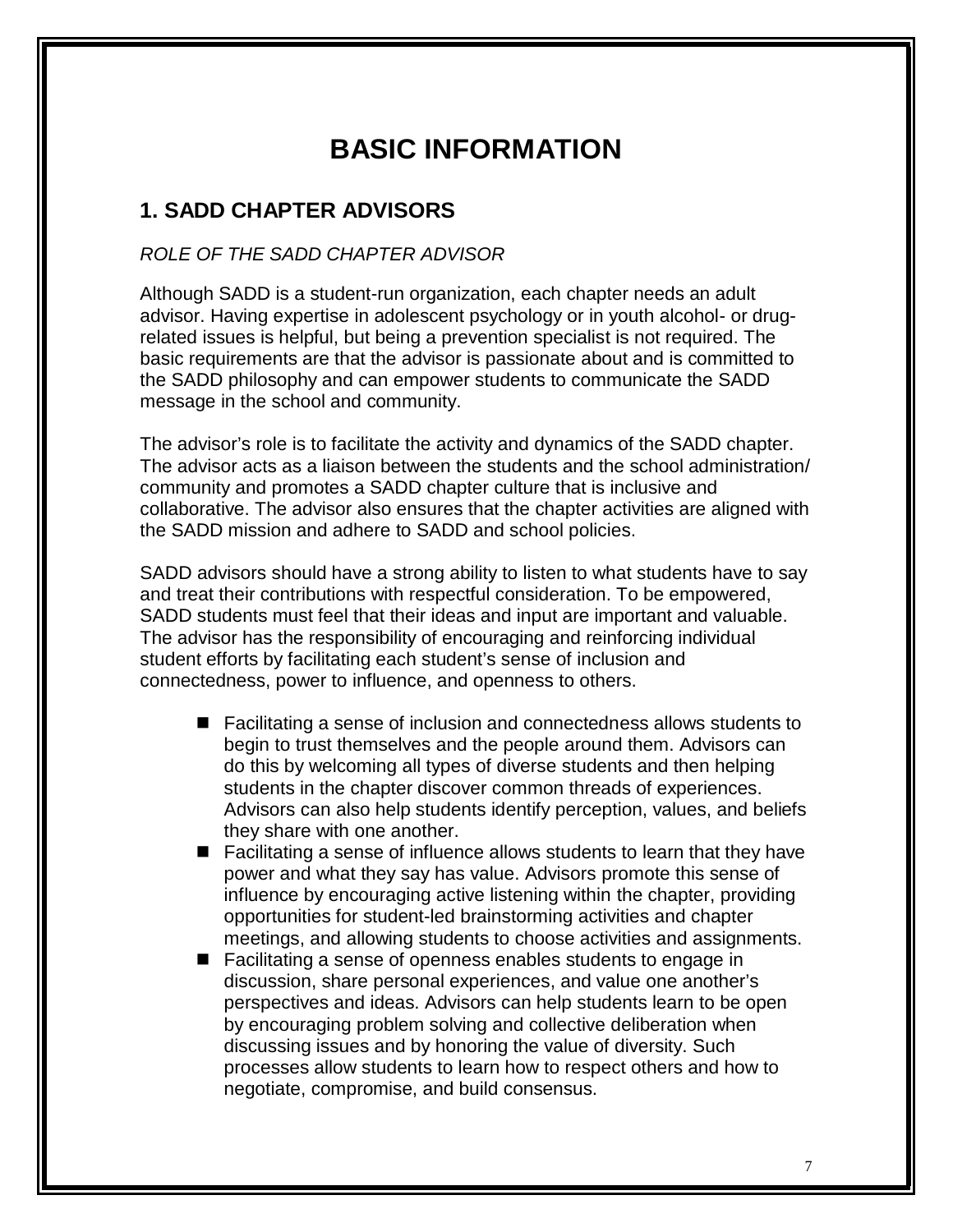# BASIC INFORMATION

## 1. SADD CHAPTER ADVISORS

*ROLE OF THE SADD CHAPTER ADVISOR*

Although SADD is a student-run organization, each chapter needs an adult advisor. Having expertise in adolescent psychology or in youth alcohol- or drug-related issues is helpful, but being a prevention specialist is not required. The basic requirements are that the advisor is passionate about and is committed to the SADD philosophy and can empower students to communicate the SADD message in the school and community.

The advisor's role is to facilitate the activity and dynamics of the SADD chapter. The advisor acts as a liaison between the students and the school administration/ community and promotes a SADD chapter culture that is inclusive and collaborative. The advisor also ensures that the chapter activities are aligned with the SADD mission and adhere to SADD and school policies.

SADD advisors should have a strong ability to listen to what students have to say and treat their contributions with respectful consideration. To be empowered, SADD students must feel that their ideas and input are important and valuable. The advisor has the responsibility of encouraging and reinforcing individual student efforts by facilitating each student's sense of inclusion and connectedness, power to influence, and openness to others.

- Facilitating a sense of inclusion and connectedness allows students to begin to trust themselves and the people around them. Advisors can do this by welcoming all types of diverse students and then helping students in the chapter discover common threads of experiences. Advisors can also help students identify perception, values, and beliefs they share with one another.
- Facilitating a sense of influence allows students to learn that they have power and what they say has value. Advisors promote this sense of influence by encouraging active listening within the chapter, providing opportunities for student-led brainstorming activities and chapter meetings, and allowing students to choose activities and assignments.
- Facilitating a sense of openness enables students to engage in discussion, share personal experiences, and value one another's perspectives and ideas. Advisors can help students learn to be open by encouraging problem solving and collective deliberation when discussing issues and by honoring the value of diversity. Such processes allow students to learn how to respect others and how to negotiate, compromise, and build consensus.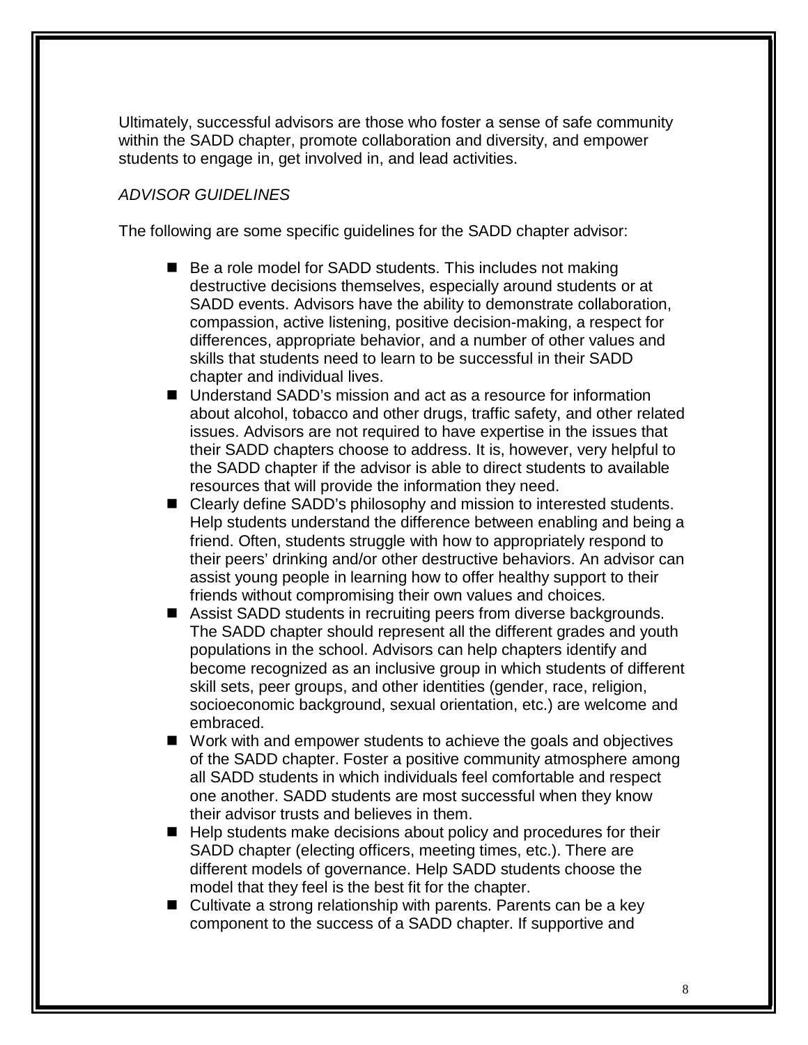Ultimately, successful advisors are those who foster a sense of safe community within the SADD chapter, promote collaboration and diversity, and empower students to engage in, get involved in, and lead activities.

*ADVISOR GUIDELINES*

The following are some specific guidelines for the SADD chapter advisor:

- Be a role model for SADD students. This includes not making destructive decisions themselves, especially around students or at SADD events. Advisors have the ability to demonstrate collaboration, compassion, active listening, positive decision-making, a respect for differences, appropriate behavior, and a number of other values and skills that students need to learn to be successful in their SADD chapter and individual lives.
- Understand SADD's mission and act as a resource for information about alcohol, tobacco and other drugs, traffic safety, and other related issues. Advisors are not required to have expertise in the issues that their SADD chapters choose to address. It is, however, very helpful to the SADD chapter if the advisor is able to direct students to available resources that will provide the information they need.
- Clearly define SADD's philosophy and mission to interested students. Help students understand the difference between enabling and being a friend. Often, students struggle with how to appropriately respond to their peers' drinking and/or other destructive behaviors. An advisor can assist young people in learning how to offer healthy support to their friends without compromising their own values and choices.
- Assist SADD students in recruiting peers from diverse backgrounds. The SADD chapter should represent all the different grades and youth populations in the school. Advisors can help chapters identify and become recognized as an inclusive group in which students of different skill sets, peer groups, and other identities (gender, race, religion, socioeconomic background, sexual orientation, etc.) are welcome and embraced.
- Work with and empower students to achieve the goals and objectives of the SADD chapter. Foster a positive community atmosphere among all SADD students in which individuals feel comfortable and respect one another. SADD students are most successful when they know their advisor trusts and believes in them.
- Help students make decisions about policy and procedures for their SADD chapter (electing officers, meeting times, etc.). There are different models of governance. Help SADD students choose the model that they feel is the best fit for the chapter.
- Cultivate a strong relationship with parents. Parents can be a key component to the success of a SADD chapter. If supportive and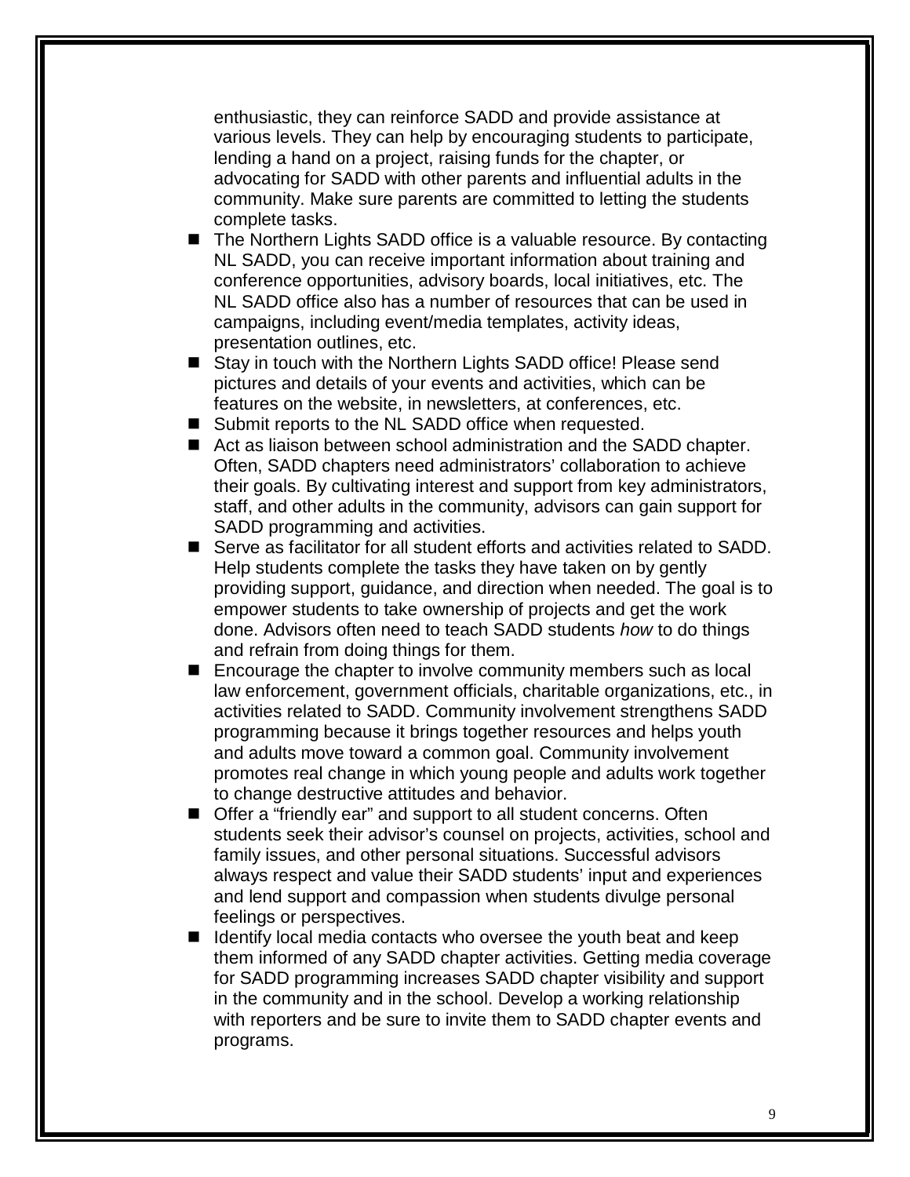enthusiastic, they can reinforce SADD and provide assistance at various levels. They can help by encouraging students to participate, lending a hand on a project, raising funds for the chapter, or advocating for SADD with other parents and influential adults in the community. Make sure parents are committed to letting the students complete tasks.

- The Northern Lights SADD office is a valuable resource. By contacting NL SADD, you can receive important information about training and conference opportunities, advisory boards, local initiatives, etc. The NL SADD office also has a number of resources that can be used in campaigns, including event/media templates, activity ideas, presentation outlines, etc.
- Stay in touch with the Northern Lights SADD office! Please send pictures and details of your events and activities, which can be features on the website, in newsletters, at conferences, etc.
- Submit reports to the NL SADD office when requested.
- Act as liaison between school administration and the SADD chapter. Often, SADD chapters need administrators' collaboration to achieve their goals. By cultivating interest and support from key administrators, staff, and other adults in the community, advisors can gain support for SADD programming and activities.
- Serve as facilitator for all student efforts and activities related to SADD. Help students complete the tasks they have taken on by gently providing support, guidance, and direction when needed. The goal is to empower students to take ownership of projects and get the work done. Advisors often need to teach SADD students *how* to do things and refrain from doing things for them.
- Encourage the chapter to involve community members such as local law enforcement, government officials, charitable organizations, etc., in activities related to SADD. Community involvement strengthens SADD programming because it brings together resources and helps youth and adults move toward a common goal. Community involvement promotes real change in which young people and adults work together to change destructive attitudes and behavior.
- Offer a "friendly ear" and support to all student concerns. Often students seek their advisor's counsel on projects, activities, school and family issues, and other personal situations. Successful advisors always respect and value their SADD students' input and experiences and lend support and compassion when students divulge personal feelings or perspectives.
- Identify local media contacts who oversee the youth beat and keep them informed of any SADD chapter activities. Getting media coverage for SADD programming increases SADD chapter visibility and support in the community and in the school. Develop a working relationship with reporters and be sure to invite them to SADD chapter events and programs.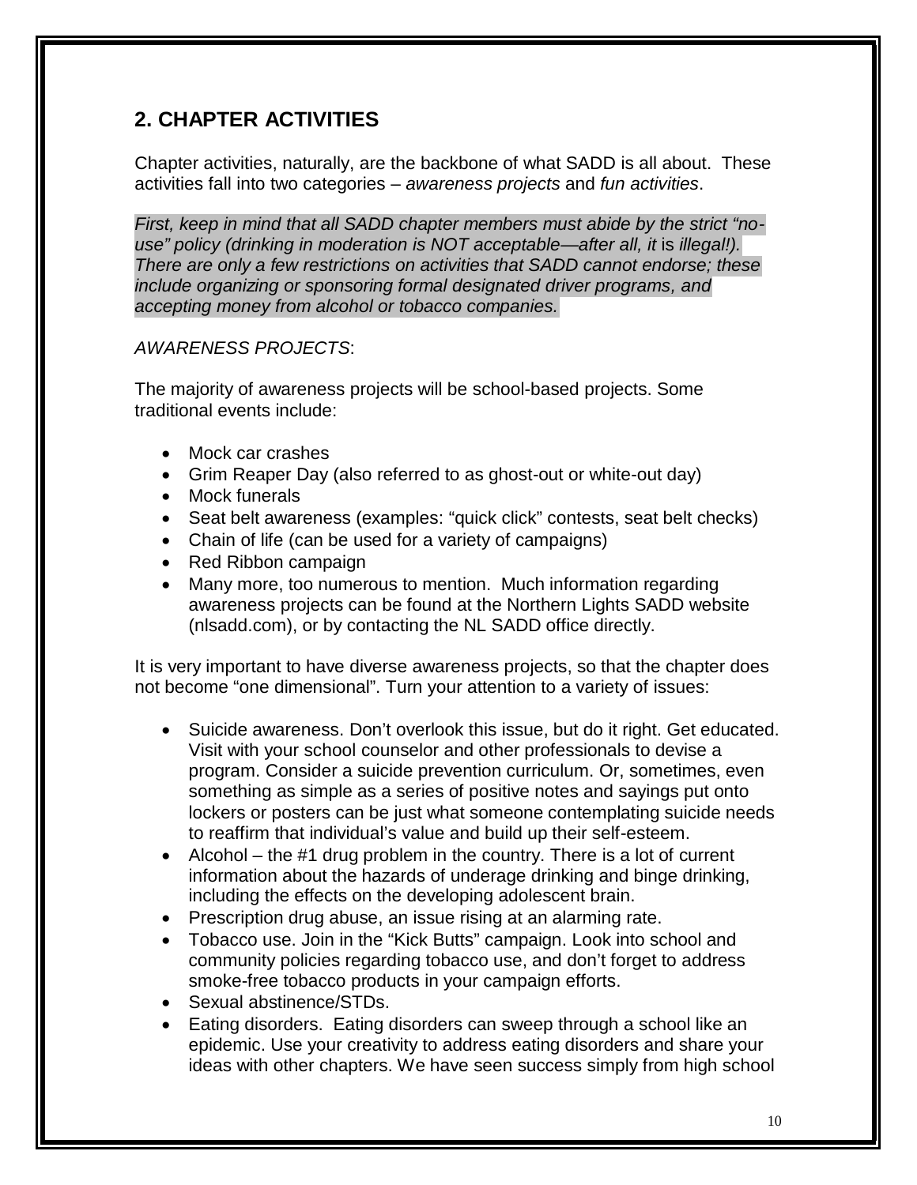## 2. CHAPTER ACTIVITIES

Chapter activities, naturally, are the backbone of what SADD is all about. These activities fall into two categories – *awareness projects* and *fun activities*.

*First, keep in mind that all SADD chapter members must abide by the strict "no-use" policy (drinking in moderation is NOT acceptable—after all, it* is *illegal!). There are only a few restrictions on activities that SADD cannot endorse; these include organizing or sponsoring formal designated driver programs, and accepting money from alcohol or tobacco companies.*

*AWARENESS PROJECTS*:

The majority of awareness projects will be school-based projects. Some traditional events include:

- Mock car crashes
- Grim Reaper Day (also referred to as ghost-out or white-out day)
- Mock funerals
- Seat belt awareness (examples: "quick click" contests, seat belt checks)
- Chain of life (can be used for a variety of campaigns)
- Red Ribbon campaign
- Many more, too numerous to mention. Much information regarding awareness projects can be found at the Northern Lights SADD website (nlsadd.com), or by contacting the NL SADD office directly.

It is very important to have diverse awareness projects, so that the chapter does not become "one dimensional". Turn your attention to a variety of issues:

- Suicide awareness. Don't overlook this issue, but do it right. Get educated. Visit with your school counselor and other professionals to devise a program. Consider a suicide prevention curriculum. Or, sometimes, even something as simple as a series of positive notes and sayings put onto lockers or posters can be just what someone contemplating suicide needs to reaffirm that individual's value and build up their self-esteem.
- Alcohol – the #1 drug problem in the country. There is a lot of current information about the hazards of underage drinking and binge drinking, including the effects on the developing adolescent brain.
- Prescription drug abuse, an issue rising at an alarming rate.
- Tobacco use. Join in the "Kick Butts" campaign. Look into school and community policies regarding tobacco use, and don't forget to address smoke-free tobacco products in your campaign efforts.
- Sexual abstinence/STDs.
- Eating disorders. Eating disorders can sweep through a school like an epidemic. Use your creativity to address eating disorders and share your ideas with other chapters. We have seen success simply from high school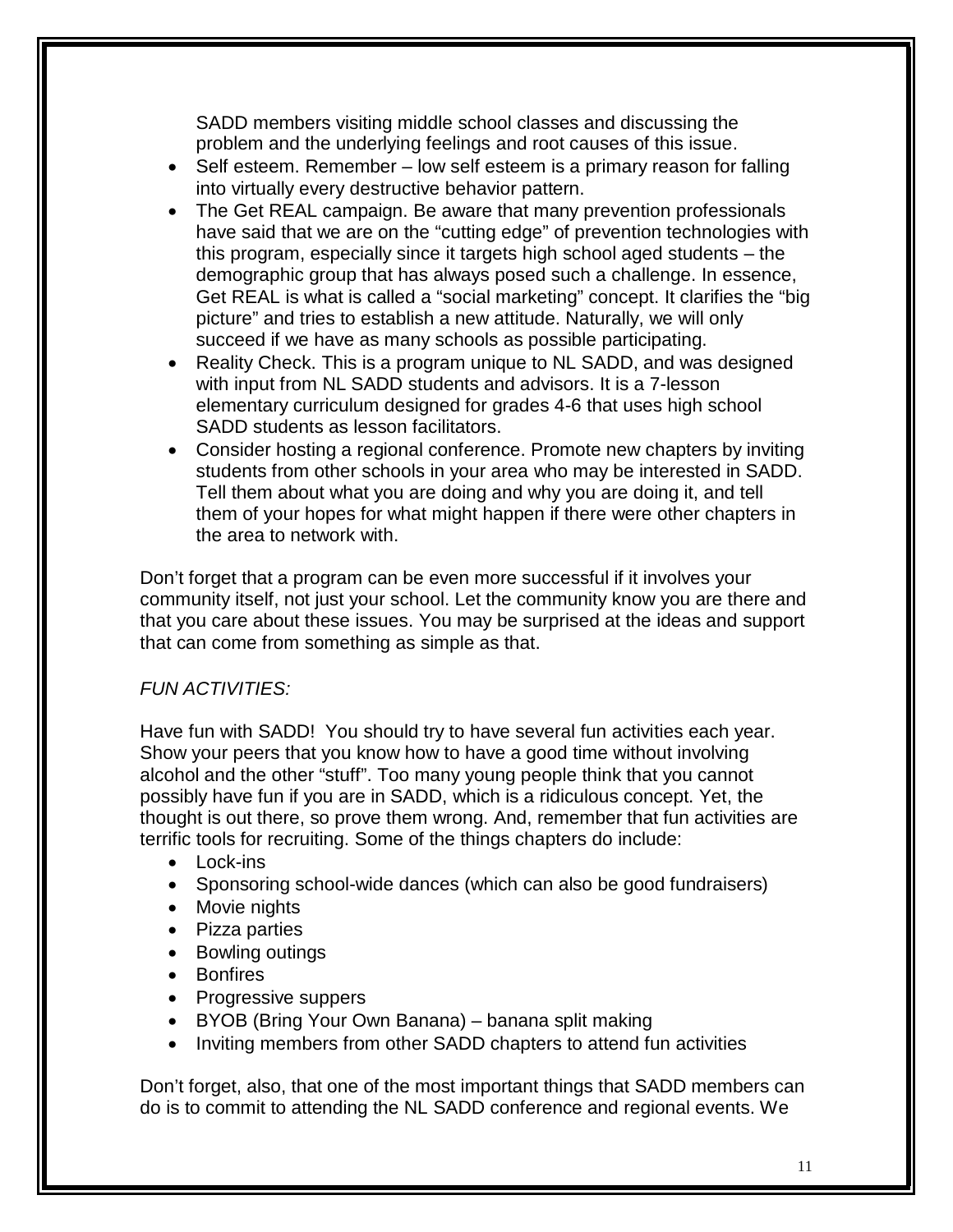SADD members visiting middle school classes and discussing the problem and the underlying feelings and root causes of this issue.

- Self esteem. Remember – low self esteem is a primary reason for falling into virtually every destructive behavior pattern.
- The Get REAL campaign. Be aware that many prevention professionals have said that we are on the "cutting edge" of prevention technologies with this program, especially since it targets high school aged students – the demographic group that has always posed such a challenge. In essence, Get REAL is what is called a "social marketing" concept. It clarifies the "big picture" and tries to establish a new attitude. Naturally, we will only succeed if we have as many schools as possible participating.
- Reality Check. This is a program unique to NL SADD, and was designed with input from NL SADD students and advisors. It is a 7-lesson elementary curriculum designed for grades 4-6 that uses high school SADD students as lesson facilitators.
- Consider hosting a regional conference. Promote new chapters by inviting students from other schools in your area who may be interested in SADD. Tell them about what you are doing and why you are doing it, and tell them of your hopes for what might happen if there were other chapters in the area to network with.

Don't forget that a program can be even more successful if it involves your community itself, not just your school. Let the community know you are there and that you care about these issues. You may be surprised at the ideas and support that can come from something as simple as that.

*FUN ACTIVITIES:*

Have fun with SADD! You should try to have several fun activities each year. Show your peers that you know how to have a good time without involving alcohol and the other "stuff". Too many young people think that you cannot possibly have fun if you are in SADD, which is a ridiculous concept. Yet, the thought is out there, so prove them wrong. And, remember that fun activities are terrific tools for recruiting. Some of the things chapters do include:

- Lock-ins
- Sponsoring school-wide dances (which can also be good fundraisers)
- Movie nights
- Pizza parties
- Bowling outings
- Bonfires
- Progressive suppers
- BYOB (Bring Your Own Banana) – banana split making
- Inviting members from other SADD chapters to attend fun activities

Don't forget, also, that one of the most important things that SADD members can do is to commit to attending the NL SADD conference and regional events. We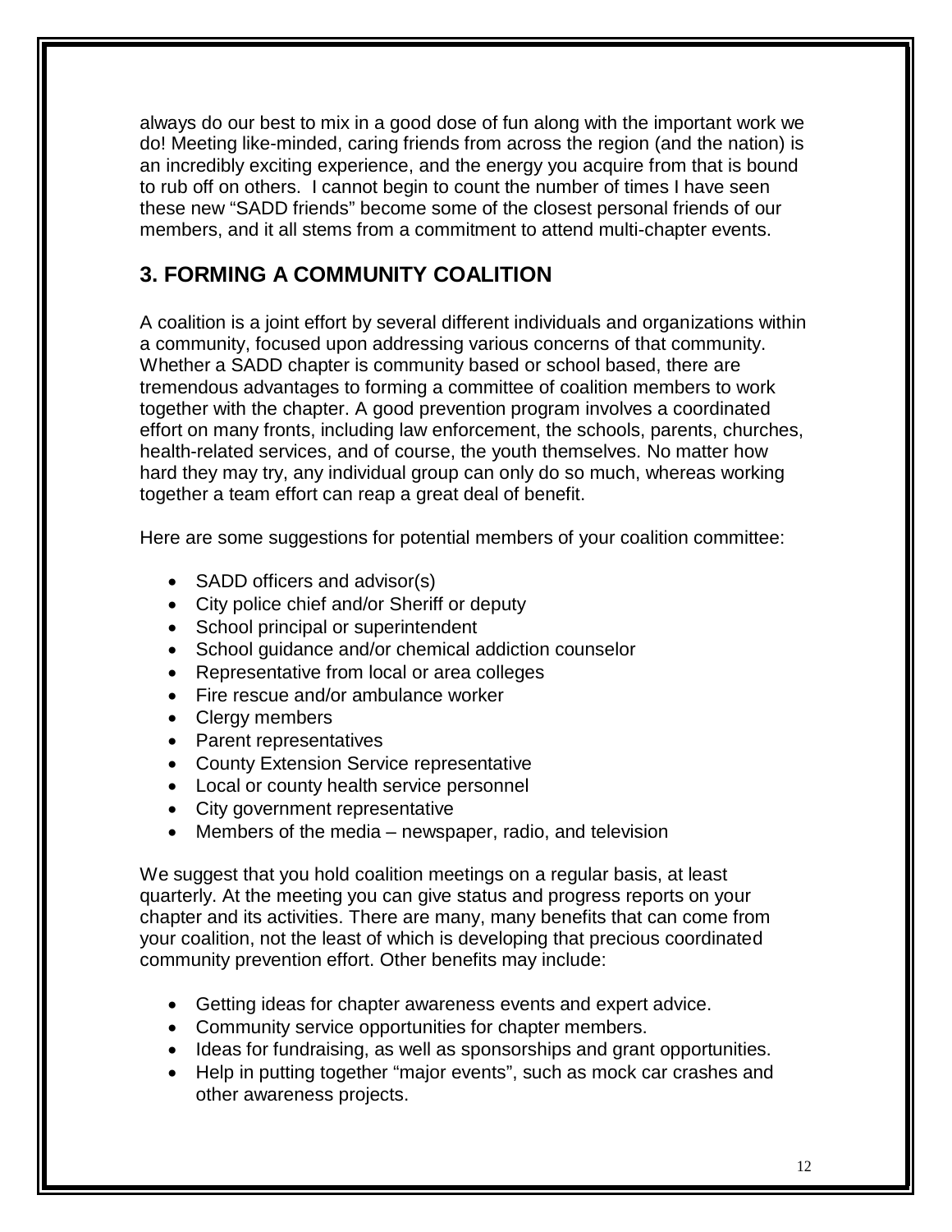always do our best to mix in a good dose of fun along with the important work we do! Meeting like-minded, caring friends from across the region (and the nation) is an incredibly exciting experience, and the energy you acquire from that is bound to rub off on others. I cannot begin to count the number of times I have seen these new "SADD friends" become some of the closest personal friends of our members, and it all stems from a commitment to attend multi-chapter events.

## 3. FORMING A COMMUNITY COALITION

A coalition is a joint effort by several different individuals and organizations within a community, focused upon addressing various concerns of that community. Whether a SADD chapter is community based or school based, there are tremendous advantages to forming a committee of coalition members to work together with the chapter. A good prevention program involves a coordinated effort on many fronts, including law enforcement, the schools, parents, churches, health-related services, and of course, the youth themselves. No matter how hard they may try, any individual group can only do so much, whereas working together a team effort can reap a great deal of benefit.

Here are some suggestions for potential members of your coalition committee:

- SADD officers and advisor(s)
- City police chief and/or Sheriff or deputy
- School principal or superintendent
- School guidance and/or chemical addiction counselor
- Representative from local or area colleges
- Fire rescue and/or ambulance worker
- Clergy members
- Parent representatives
- County Extension Service representative
- Local or county health service personnel
- City government representative
- Members of the media – newspaper, radio, and television

We suggest that you hold coalition meetings on a regular basis, at least quarterly. At the meeting you can give status and progress reports on your chapter and its activities. There are many, many benefits that can come from your coalition, not the least of which is developing that precious coordinated community prevention effort. Other benefits may include:

- Getting ideas for chapter awareness events and expert advice.
- Community service opportunities for chapter members.
- Ideas for fundraising, as well as sponsorships and grant opportunities.
- Help in putting together "major events", such as mock car crashes and other awareness projects.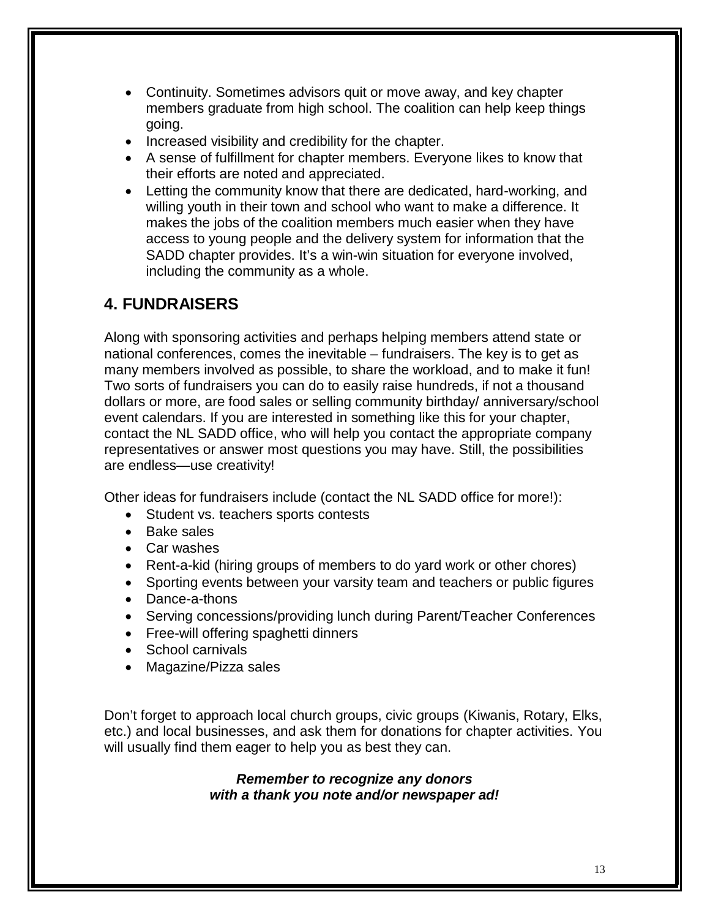- Continuity. Sometimes advisors quit or move away, and key chapter members graduate from high school. The coalition can help keep things going.
- Increased visibility and credibility for the chapter.
- A sense of fulfillment for chapter members. Everyone likes to know that their efforts are noted and appreciated.
- Letting the community know that there are dedicated, hard-working, and willing youth in their town and school who want to make a difference. It makes the jobs of the coalition members much easier when they have access to young people and the delivery system for information that the SADD chapter provides. It's a win-win situation for everyone involved, including the community as a whole.

## 4. FUNDRAISERS

Along with sponsoring activities and perhaps helping members attend state or national conferences, comes the inevitable – fundraisers. The key is to get as many members involved as possible, to share the workload, and to make it fun! Two sorts of fundraisers you can do to easily raise hundreds, if not a thousand dollars or more, are food sales or selling community birthday/ anniversary/school event calendars. If you are interested in something like this for your chapter, contact the NL SADD office, who will help you contact the appropriate company representatives or answer most questions you may have. Still, the possibilities are endless—use creativity!

Other ideas for fundraisers include (contact the NL SADD office for more!):

- Student vs. teachers sports contests
- Bake sales
- Car washes
- Rent-a-kid (hiring groups of members to do yard work or other chores)
- Sporting events between your varsity team and teachers or public figures
- Dance-a-thons
- Serving concessions/providing lunch during Parent/Teacher Conferences
- Free-will offering spaghetti dinners
- School carnivals
- Magazine/Pizza sales

Don't forget to approach local church groups, civic groups (Kiwanis, Rotary, Elks, etc.) and local businesses, and ask them for donations for chapter activities. You will usually find them eager to help you as best they can.

***Remember to recognize any donors with a thank you note and/or newspaper ad!***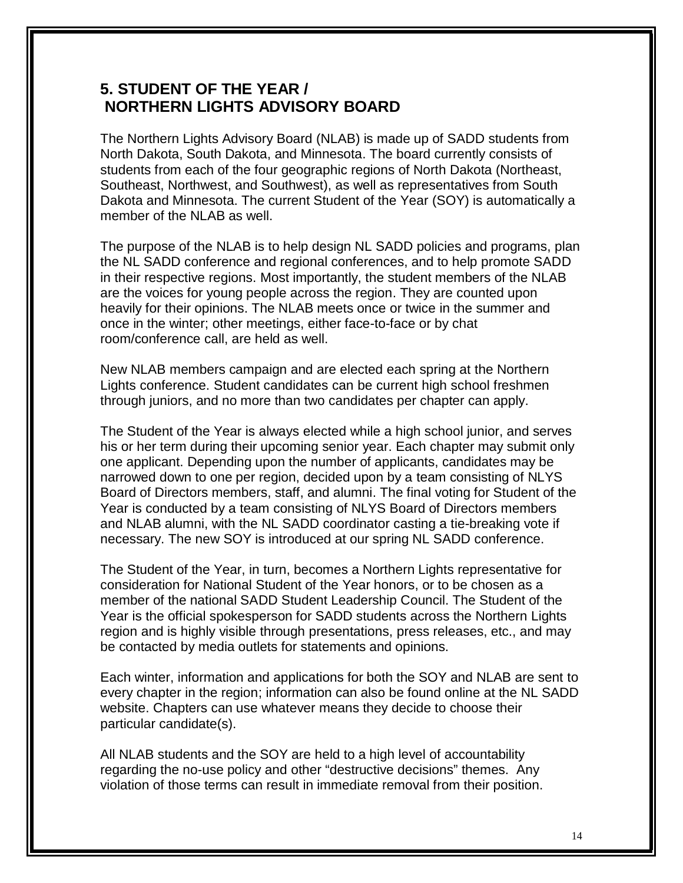## 5. STUDENT OF THE YEAR / NORTHERN LIGHTS ADVISORY BOARD

The Northern Lights Advisory Board (NLAB) is made up of SADD students from North Dakota, South Dakota, and Minnesota. The board currently consists of students from each of the four geographic regions of North Dakota (Northeast, Southeast, Northwest, and Southwest), as well as representatives from South Dakota and Minnesota. The current Student of the Year (SOY) is automatically a member of the NLAB as well.

The purpose of the NLAB is to help design NL SADD policies and programs, plan the NL SADD conference and regional conferences, and to help promote SADD in their respective regions. Most importantly, the student members of the NLAB are the voices for young people across the region. They are counted upon heavily for their opinions. The NLAB meets once or twice in the summer and once in the winter; other meetings, either face-to-face or by chat room/conference call, are held as well.

New NLAB members campaign and are elected each spring at the Northern Lights conference. Student candidates can be current high school freshmen through juniors, and no more than two candidates per chapter can apply.

The Student of the Year is always elected while a high school junior, and serves his or her term during their upcoming senior year. Each chapter may submit only one applicant. Depending upon the number of applicants, candidates may be narrowed down to one per region, decided upon by a team consisting of NLYS Board of Directors members, staff, and alumni. The final voting for Student of the Year is conducted by a team consisting of NLYS Board of Directors members and NLAB alumni, with the NL SADD coordinator casting a tie-breaking vote if necessary. The new SOY is introduced at our spring NL SADD conference.

The Student of the Year, in turn, becomes a Northern Lights representative for consideration for National Student of the Year honors, or to be chosen as a member of the national SADD Student Leadership Council. The Student of the Year is the official spokesperson for SADD students across the Northern Lights region and is highly visible through presentations, press releases, etc., and may be contacted by media outlets for statements and opinions.

Each winter, information and applications for both the SOY and NLAB are sent to every chapter in the region; information can also be found online at the NL SADD website. Chapters can use whatever means they decide to choose their particular candidate(s).

All NLAB students and the SOY are held to a high level of accountability regarding the no-use policy and other "destructive decisions" themes. Any violation of those terms can result in immediate removal from their position.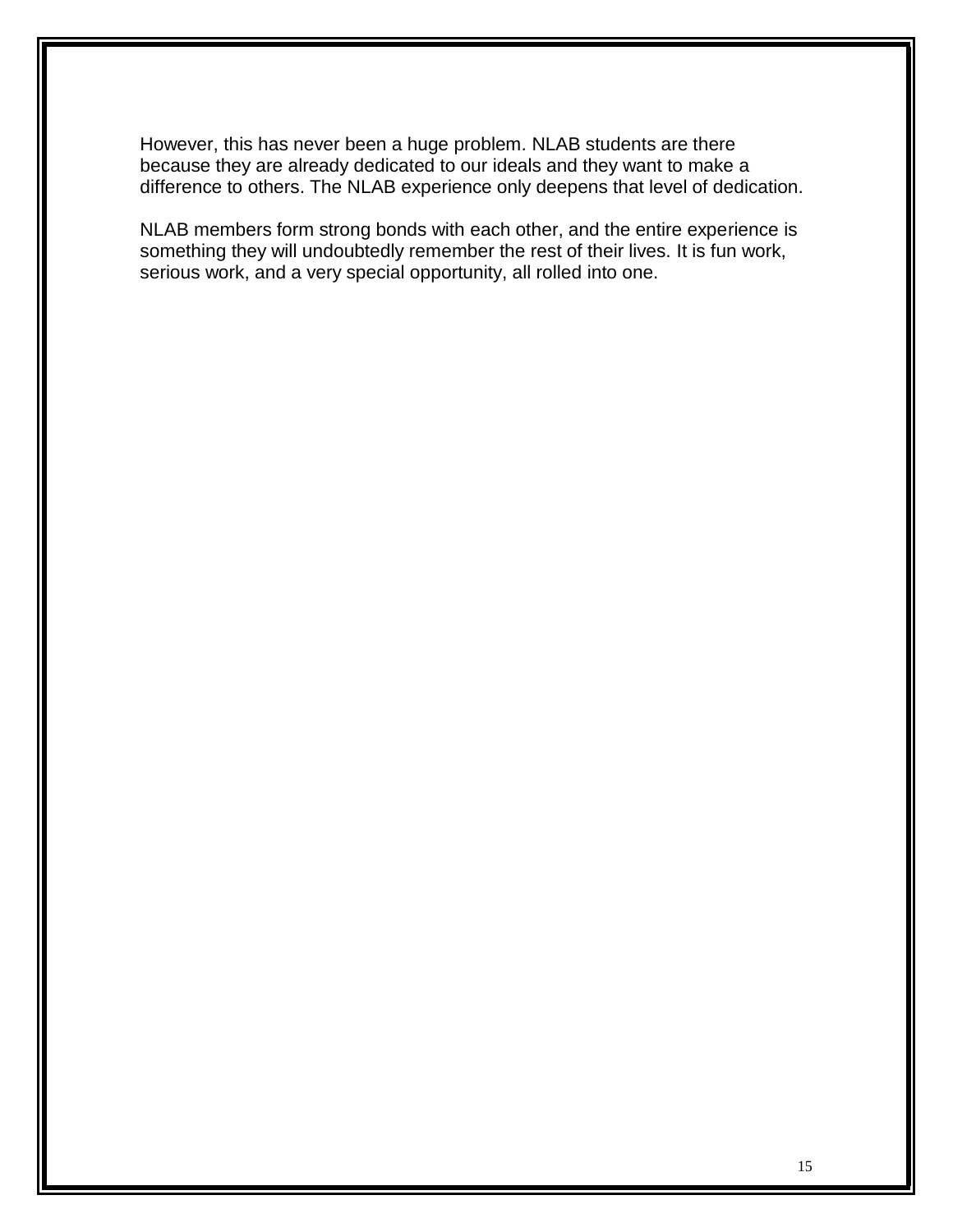However, this has never been a huge problem. NLAB students are there because they are already dedicated to our ideals and they want to make a difference to others. The NLAB experience only deepens that level of dedication.

NLAB members form strong bonds with each other, and the entire experience is something they will undoubtedly remember the rest of their lives. It is fun work, serious work, and a very special opportunity, all rolled into one.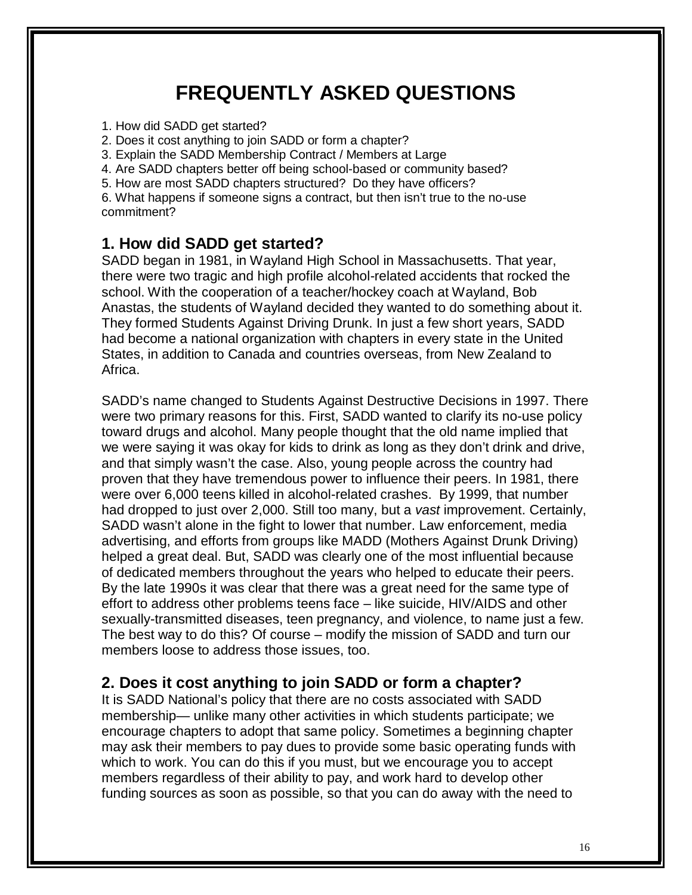# FREQUENTLY ASKED QUESTIONS

1. How did SADD get started?
2. Does it cost anything to join SADD or form a chapter?
3. Explain the SADD Membership Contract / Members at Large
4. Are SADD chapters better off being school-based or community based?
5. How are most SADD chapters structured? Do they have officers?
6. What happens if someone signs a contract, but then isn't true to the no-use commitment?

## 1. How did SADD get started?

SADD began in 1981, in Wayland High School in Massachusetts. That year, there were two tragic and high profile alcohol-related accidents that rocked the school. With the cooperation of a teacher/hockey coach at Wayland, Bob Anastas, the students of Wayland decided they wanted to do something about it. They formed Students Against Driving Drunk. In just a few short years, SADD had become a national organization with chapters in every state in the United States, in addition to Canada and countries overseas, from New Zealand to Africa.

SADD's name changed to Students Against Destructive Decisions in 1997. There were two primary reasons for this. First, SADD wanted to clarify its no-use policy toward drugs and alcohol. Many people thought that the old name implied that we were saying it was okay for kids to drink as long as they don't drink and drive, and that simply wasn't the case. Also, young people across the country had proven that they have tremendous power to influence their peers. In 1981, there were over 6,000 teens killed in alcohol-related crashes. By 1999, that number had dropped to just over 2,000. Still too many, but a *vast* improvement. Certainly, SADD wasn't alone in the fight to lower that number. Law enforcement, media advertising, and efforts from groups like MADD (Mothers Against Drunk Driving) helped a great deal. But, SADD was clearly one of the most influential because of dedicated members throughout the years who helped to educate their peers. By the late 1990s it was clear that there was a great need for the same type of effort to address other problems teens face – like suicide, HIV/AIDS and other sexually-transmitted diseases, teen pregnancy, and violence, to name just a few. The best way to do this? Of course – modify the mission of SADD and turn our members loose to address those issues, too.

## 2. Does it cost anything to join SADD or form a chapter?

It is SADD National's policy that there are no costs associated with SADD membership— unlike many other activities in which students participate; we encourage chapters to adopt that same policy. Sometimes a beginning chapter may ask their members to pay dues to provide some basic operating funds with which to work. You can do this if you must, but we encourage you to accept members regardless of their ability to pay, and work hard to develop other funding sources as soon as possible, so that you can do away with the need to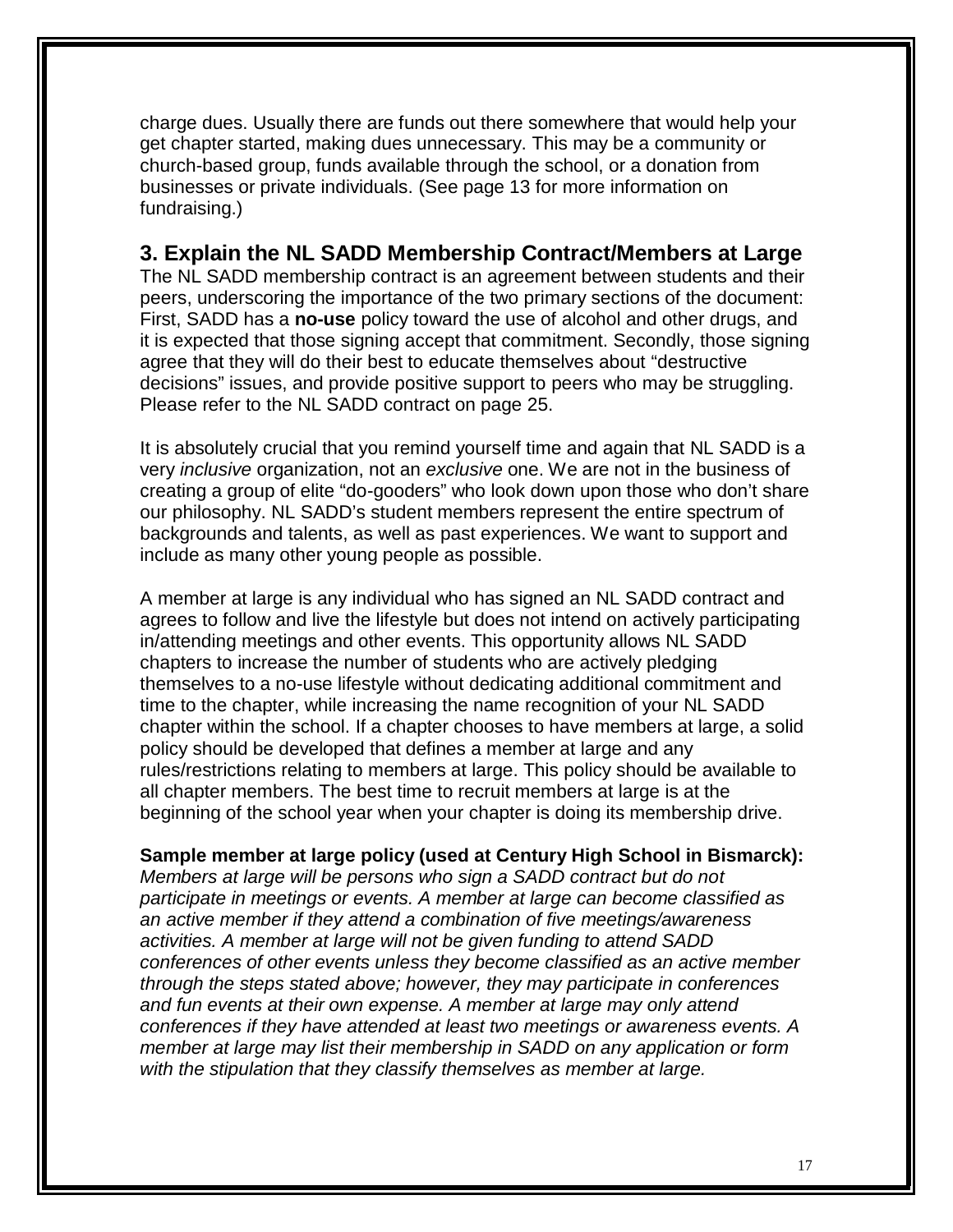charge dues. Usually there are funds out there somewhere that would help your get chapter started, making dues unnecessary. This may be a community or church-based group, funds available through the school, or a donation from businesses or private individuals. (See page 13 for more information on fundraising.)

## 3. Explain the NL SADD Membership Contract/Members at Large

The NL SADD membership contract is an agreement between students and their peers, underscoring the importance of the two primary sections of the document: First, SADD has a **no-use** policy toward the use of alcohol and other drugs, and it is expected that those signing accept that commitment. Secondly, those signing agree that they will do their best to educate themselves about "destructive decisions" issues, and provide positive support to peers who may be struggling. Please refer to the NL SADD contract on page 25.

It is absolutely crucial that you remind yourself time and again that NL SADD is a very *inclusive* organization, not an *exclusive* one. We are not in the business of creating a group of elite "do-gooders" who look down upon those who don't share our philosophy. NL SADD's student members represent the entire spectrum of backgrounds and talents, as well as past experiences. We want to support and include as many other young people as possible.

A member at large is any individual who has signed an NL SADD contract and agrees to follow and live the lifestyle but does not intend on actively participating in/attending meetings and other events. This opportunity allows NL SADD chapters to increase the number of students who are actively pledging themselves to a no-use lifestyle without dedicating additional commitment and time to the chapter, while increasing the name recognition of your NL SADD chapter within the school. If a chapter chooses to have members at large, a solid policy should be developed that defines a member at large and any rules/restrictions relating to members at large. This policy should be available to all chapter members. The best time to recruit members at large is at the beginning of the school year when your chapter is doing its membership drive.

**Sample member at large policy (used at Century High School in Bismarck):**
*Members at large will be persons who sign a SADD contract but do not participate in meetings or events. A member at large can become classified as an active member if they attend a combination of five meetings/awareness activities. A member at large will not be given funding to attend SADD conferences of other events unless they become classified as an active member through the steps stated above; however, they may participate in conferences and fun events at their own expense. A member at large may only attend conferences if they have attended at least two meetings or awareness events. A member at large may list their membership in SADD on any application or form with the stipulation that they classify themselves as member at large.*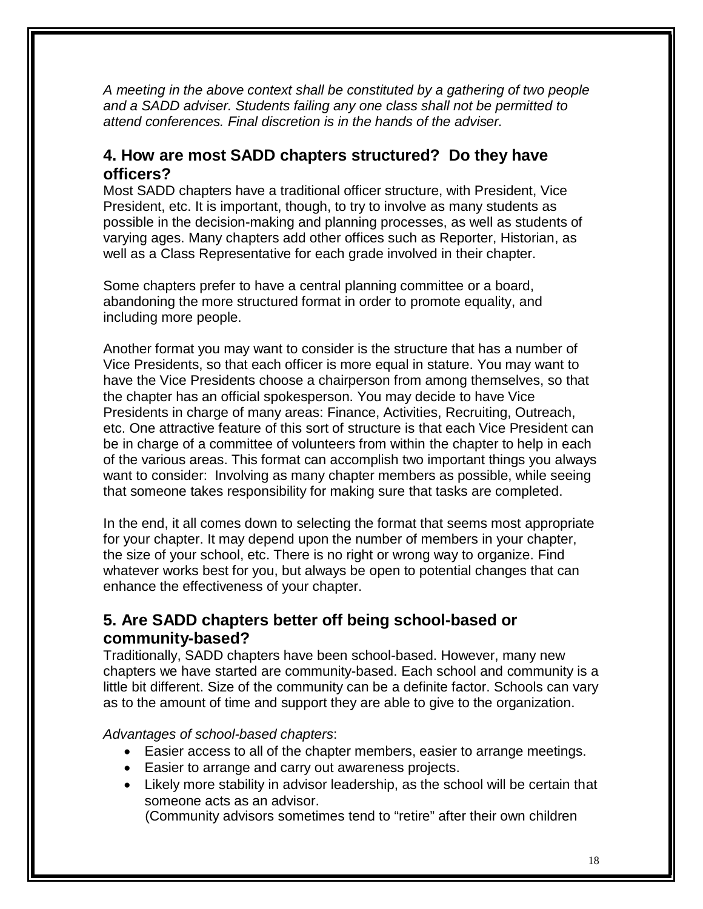*A meeting in the above context shall be constituted by a gathering of two people and a SADD adviser. Students failing any one class shall not be permitted to attend conferences. Final discretion is in the hands of the adviser.*

## 4. How are most SADD chapters structured? Do they have officers?

Most SADD chapters have a traditional officer structure, with President, Vice President, etc. It is important, though, to try to involve as many students as possible in the decision-making and planning processes, as well as students of varying ages. Many chapters add other offices such as Reporter, Historian, as well as a Class Representative for each grade involved in their chapter.

Some chapters prefer to have a central planning committee or a board, abandoning the more structured format in order to promote equality, and including more people.

Another format you may want to consider is the structure that has a number of Vice Presidents, so that each officer is more equal in stature. You may want to have the Vice Presidents choose a chairperson from among themselves, so that the chapter has an official spokesperson. You may decide to have Vice Presidents in charge of many areas: Finance, Activities, Recruiting, Outreach, etc. One attractive feature of this sort of structure is that each Vice President can be in charge of a committee of volunteers from within the chapter to help in each of the various areas. This format can accomplish two important things you always want to consider: Involving as many chapter members as possible, while seeing that someone takes responsibility for making sure that tasks are completed.

In the end, it all comes down to selecting the format that seems most appropriate for your chapter. It may depend upon the number of members in your chapter, the size of your school, etc. There is no right or wrong way to organize. Find whatever works best for you, but always be open to potential changes that can enhance the effectiveness of your chapter.

## 5. Are SADD chapters better off being school-based or community-based?

Traditionally, SADD chapters have been school-based. However, many new chapters we have started are community-based. Each school and community is a little bit different. Size of the community can be a definite factor. Schools can vary as to the amount of time and support they are able to give to the organization.

*Advantages of school-based chapters*:

- Easier access to all of the chapter members, easier to arrange meetings.
- Easier to arrange and carry out awareness projects.
- Likely more stability in advisor leadership, as the school will be certain that someone acts as an advisor.
  (Community advisors sometimes tend to "retire" after their own children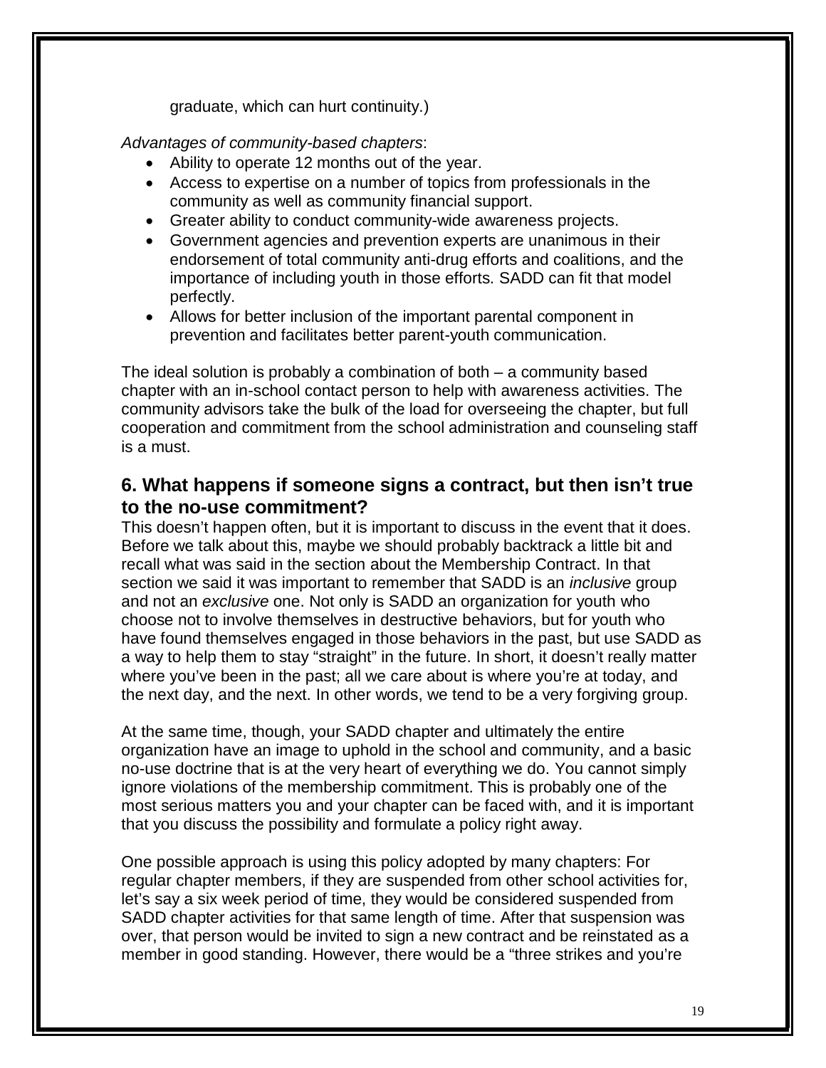graduate, which can hurt continuity.)

*Advantages of community-based chapters*:

- Ability to operate 12 months out of the year.
- Access to expertise on a number of topics from professionals in the community as well as community financial support.
- Greater ability to conduct community-wide awareness projects.
- Government agencies and prevention experts are unanimous in their endorsement of total community anti-drug efforts and coalitions, and the importance of including youth in those efforts. SADD can fit that model perfectly.
- Allows for better inclusion of the important parental component in prevention and facilitates better parent-youth communication.

The ideal solution is probably a combination of both – a community based chapter with an in-school contact person to help with awareness activities. The community advisors take the bulk of the load for overseeing the chapter, but full cooperation and commitment from the school administration and counseling staff is a must.

## 6. What happens if someone signs a contract, but then isn't true to the no-use commitment?

This doesn't happen often, but it is important to discuss in the event that it does. Before we talk about this, maybe we should probably backtrack a little bit and recall what was said in the section about the Membership Contract. In that section we said it was important to remember that SADD is an *inclusive* group and not an *exclusive* one. Not only is SADD an organization for youth who choose not to involve themselves in destructive behaviors, but for youth who have found themselves engaged in those behaviors in the past, but use SADD as a way to help them to stay "straight" in the future. In short, it doesn't really matter where you've been in the past; all we care about is where you're at today, and the next day, and the next. In other words, we tend to be a very forgiving group.

At the same time, though, your SADD chapter and ultimately the entire organization have an image to uphold in the school and community, and a basic no-use doctrine that is at the very heart of everything we do. You cannot simply ignore violations of the membership commitment. This is probably one of the most serious matters you and your chapter can be faced with, and it is important that you discuss the possibility and formulate a policy right away.

One possible approach is using this policy adopted by many chapters: For regular chapter members, if they are suspended from other school activities for, let's say a six week period of time, they would be considered suspended from SADD chapter activities for that same length of time. After that suspension was over, that person would be invited to sign a new contract and be reinstated as a member in good standing. However, there would be a "three strikes and you're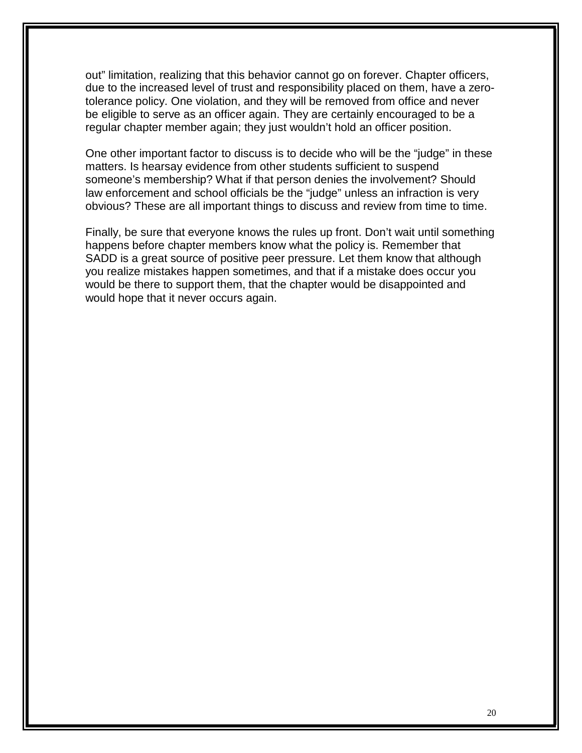out" limitation, realizing that this behavior cannot go on forever. Chapter officers, due to the increased level of trust and responsibility placed on them, have a zero-tolerance policy. One violation, and they will be removed from office and never be eligible to serve as an officer again. They are certainly encouraged to be a regular chapter member again; they just wouldn't hold an officer position.

One other important factor to discuss is to decide who will be the "judge" in these matters. Is hearsay evidence from other students sufficient to suspend someone's membership? What if that person denies the involvement? Should law enforcement and school officials be the "judge" unless an infraction is very obvious? These are all important things to discuss and review from time to time.

Finally, be sure that everyone knows the rules up front. Don't wait until something happens before chapter members know what the policy is. Remember that SADD is a great source of positive peer pressure. Let them know that although you realize mistakes happen sometimes, and that if a mistake does occur you would be there to support them, that the chapter would be disappointed and would hope that it never occurs again.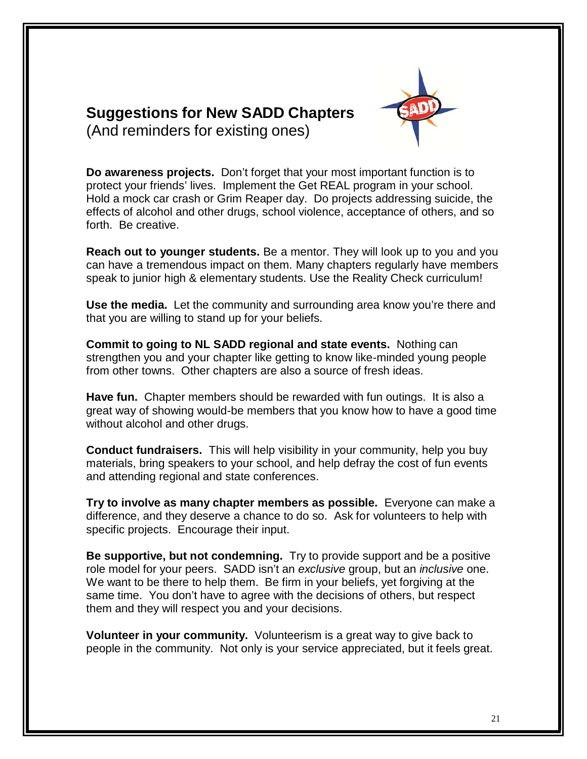# Suggestions for New SADD Chapters

(And reminders for existing ones)

**Do awareness projects.** Don't forget that your most important function is to protect your friends' lives. Implement the Get REAL program in your school. Hold a mock car crash or Grim Reaper day. Do projects addressing suicide, the effects of alcohol and other drugs, school violence, acceptance of others, and so forth. Be creative.

**Reach out to younger students.** Be a mentor. They will look up to you and you can have a tremendous impact on them. Many chapters regularly have members speak to junior high & elementary students. Use the Reality Check curriculum!

**Use the media.** Let the community and surrounding area know you're there and that you are willing to stand up for your beliefs.

**Commit to going to NL SADD regional and state events.** Nothing can strengthen you and your chapter like getting to know like-minded young people from other towns. Other chapters are also a source of fresh ideas.

**Have fun.** Chapter members should be rewarded with fun outings. It is also a great way of showing would-be members that you know how to have a good time without alcohol and other drugs.

**Conduct fundraisers.** This will help visibility in your community, help you buy materials, bring speakers to your school, and help defray the cost of fun events and attending regional and state conferences.

**Try to involve as many chapter members as possible.** Everyone can make a difference, and they deserve a chance to do so. Ask for volunteers to help with specific projects. Encourage their input.

**Be supportive, but not condemning.** Try to provide support and be a positive role model for your peers. SADD isn't an *exclusive* group, but an *inclusive* one. We want to be there to help them. Be firm in your beliefs, yet forgiving at the same time. You don't have to agree with the decisions of others, but respect them and they will respect you and your decisions.

**Volunteer in your community.** Volunteerism is a great way to give back to people in the community. Not only is your service appreciated, but it feels great.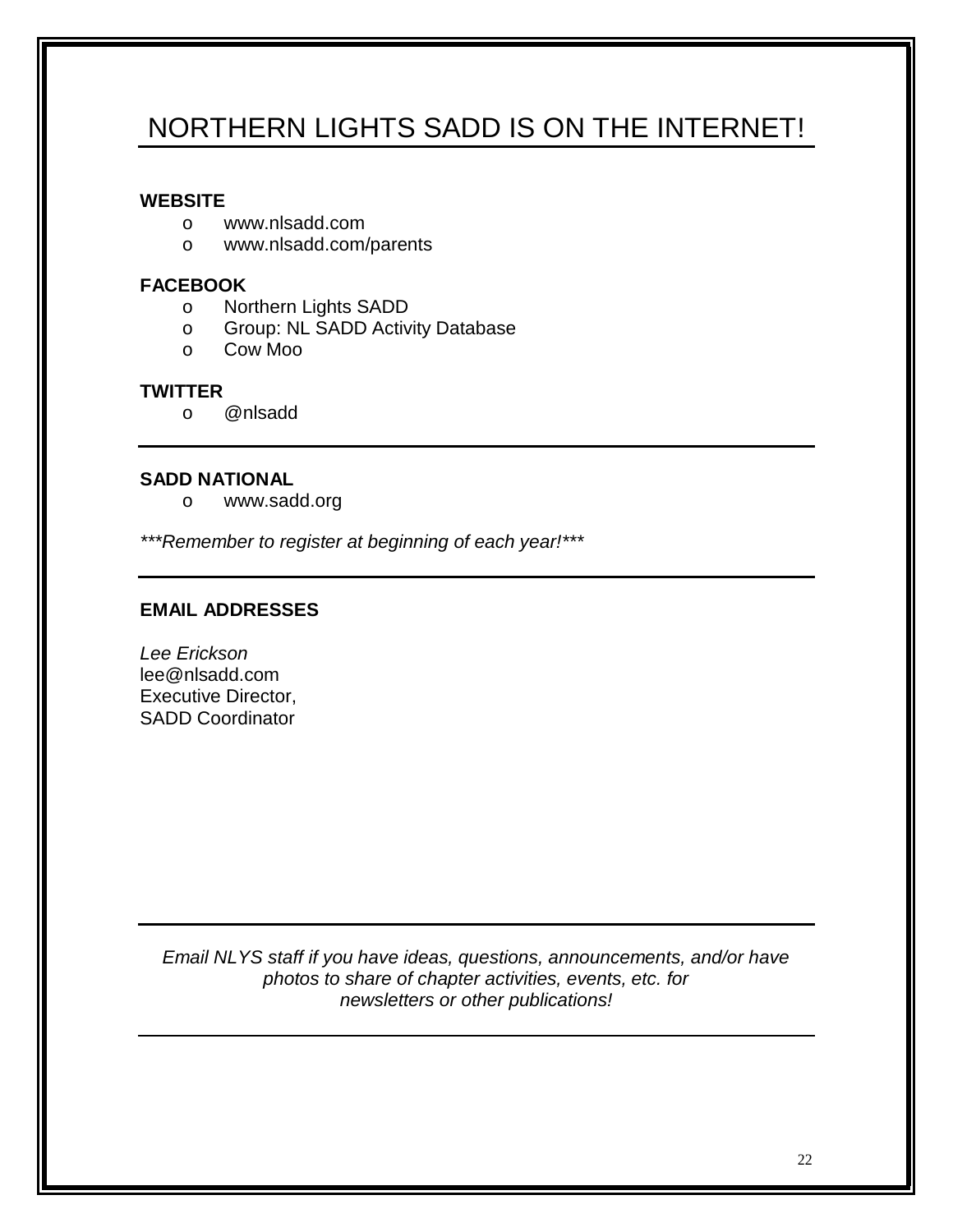# NORTHERN LIGHTS SADD IS ON THE INTERNET!

**WEBSITE**

- www.nlsadd.com
- www.nlsadd.com/parents

**FACEBOOK**

- Northern Lights SADD
- Group: NL SADD Activity Database
- Cow Moo

**TWITTER**

- @nlsadd

---

**SADD NATIONAL**

- www.sadd.org

****Remember to register at beginning of each year!****

---

**EMAIL ADDRESSES**

*Lee Erickson*
lee@nlsadd.com
Executive Director,
SADD Coordinator

---

*Email NLYS staff if you have ideas, questions, announcements, and/or have photos to share of chapter activities, events, etc. for newsletters or other publications!*

---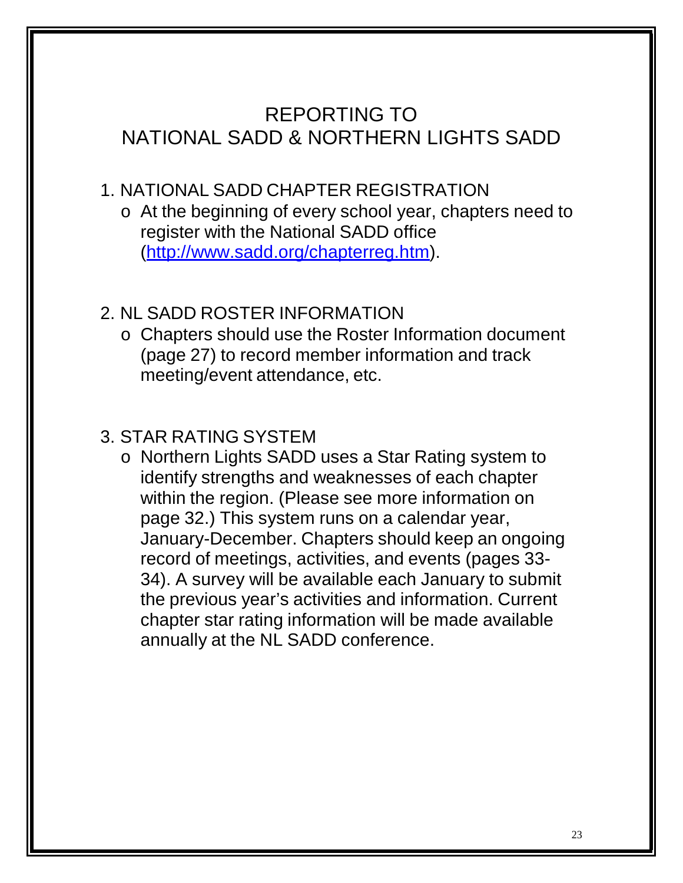# REPORTING TO NATIONAL SADD & NORTHERN LIGHTS SADD

1. NATIONAL SADD CHAPTER REGISTRATION
   - At the beginning of every school year, chapters need to register with the National SADD office (http://www.sadd.org/chapterreg.htm).

2. NL SADD ROSTER INFORMATION
   - Chapters should use the Roster Information document (page 27) to record member information and track meeting/event attendance, etc.

3. STAR RATING SYSTEM
   - Northern Lights SADD uses a Star Rating system to identify strengths and weaknesses of each chapter within the region. (Please see more information on page 32.) This system runs on a calendar year, January-December. Chapters should keep an ongoing record of meetings, activities, and events (pages 33-34). A survey will be available each January to submit the previous year's activities and information. Current chapter star rating information will be made available annually at the NL SADD conference.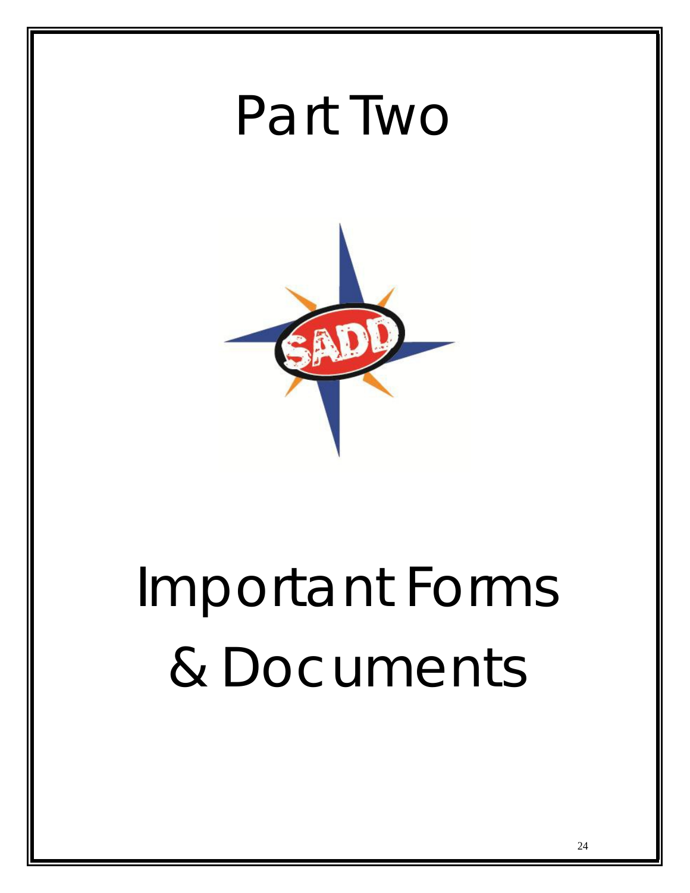# Part Two

# Important Forms & Documents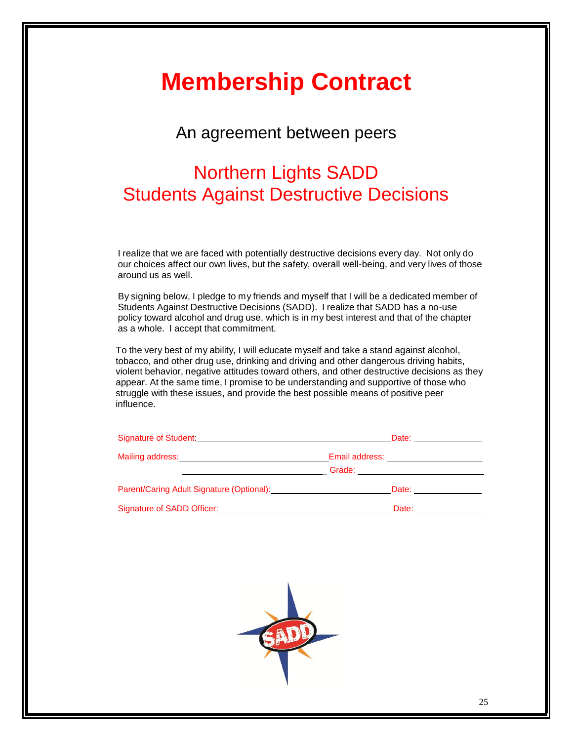# Membership Contract

An agreement between peers

## Northern Lights SADD
## Students Against Destructive Decisions

I realize that we are faced with potentially destructive decisions every day. Not only do our choices affect our own lives, but the safety, overall well-being, and very lives of those around us as well.

By signing below, I pledge to my friends and myself that I will be a dedicated member of Students Against Destructive Decisions (SADD). I realize that SADD has a no-use policy toward alcohol and drug use, which is in my best interest and that of the chapter as a whole. I accept that commitment.

To the very best of my ability, I will educate myself and take a stand against alcohol, tobacco, and other drug use, drinking and driving and other dangerous driving habits, violent behavior, negative attitudes toward others, and other destructive decisions as they appear. At the same time, I promise to be understanding and supportive of those who struggle with these issues, and provide the best possible means of positive peer influence.

Signature of Student:________________________________________Date: ______________

Mailing address:______________________________Email address: ____________________

______________________________ Grade: ___________________________

Parent/Caring Adult Signature (Optional):________________________Date: ______________

Signature of SADD Officer:____________________________________Date: ______________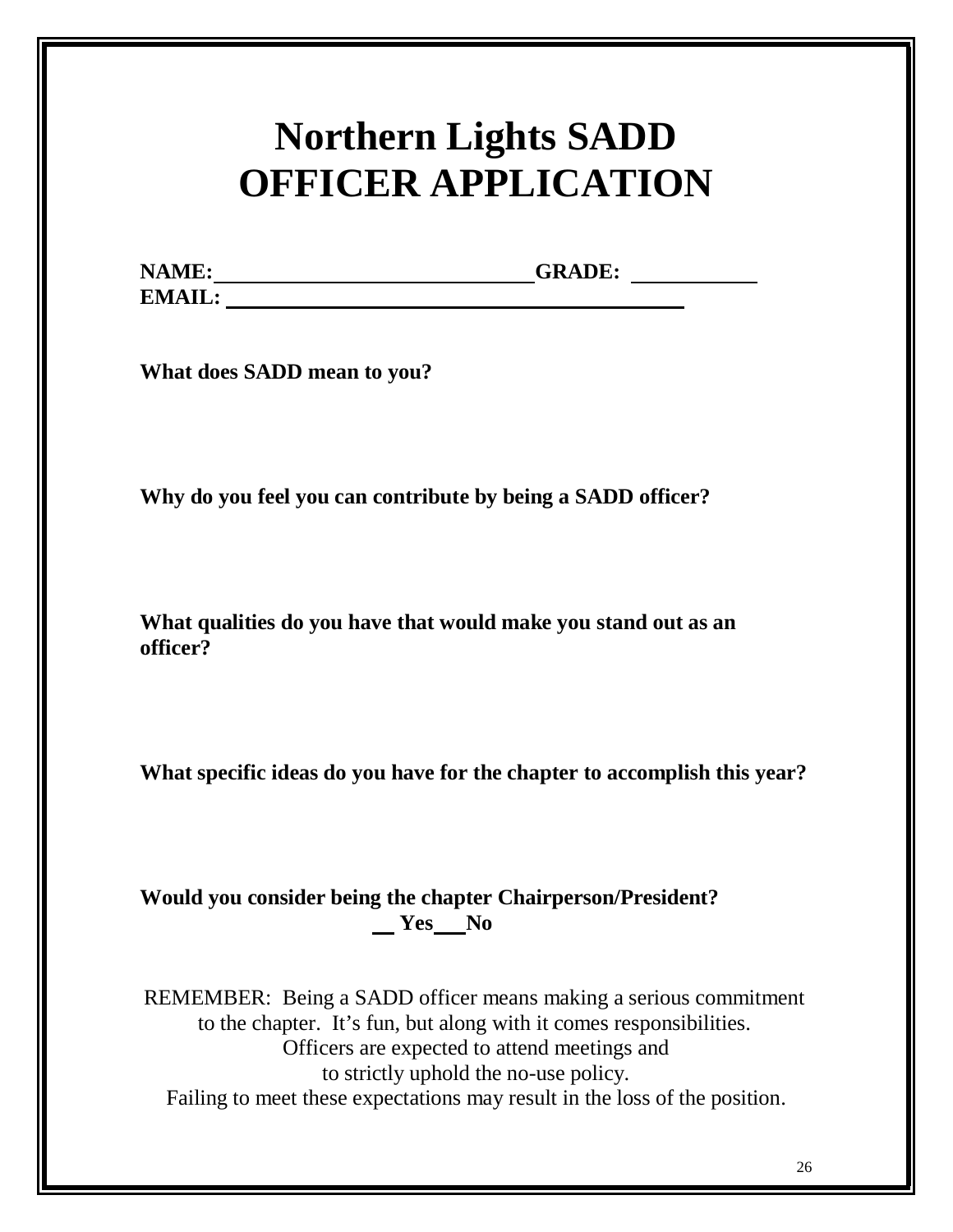# Northern Lights SADD
# OFFICER APPLICATION

**NAME:** ______________________________ **GRADE:** ___________
**EMAIL:** ____________________________________________

**What does SADD mean to you?**

**Why do you feel you can contribute by being a SADD officer?**

**What qualities do you have that would make you stand out as an officer?**

**What specific ideas do you have for the chapter to accomplish this year?**

**Would you consider being the chapter Chairperson/President?**
**__ Yes ___ No**

REMEMBER: Being a SADD officer means making a serious commitment to the chapter. It's fun, but along with it comes responsibilities. Officers are expected to attend meetings and to strictly uphold the no-use policy. Failing to meet these expectations may result in the loss of the position.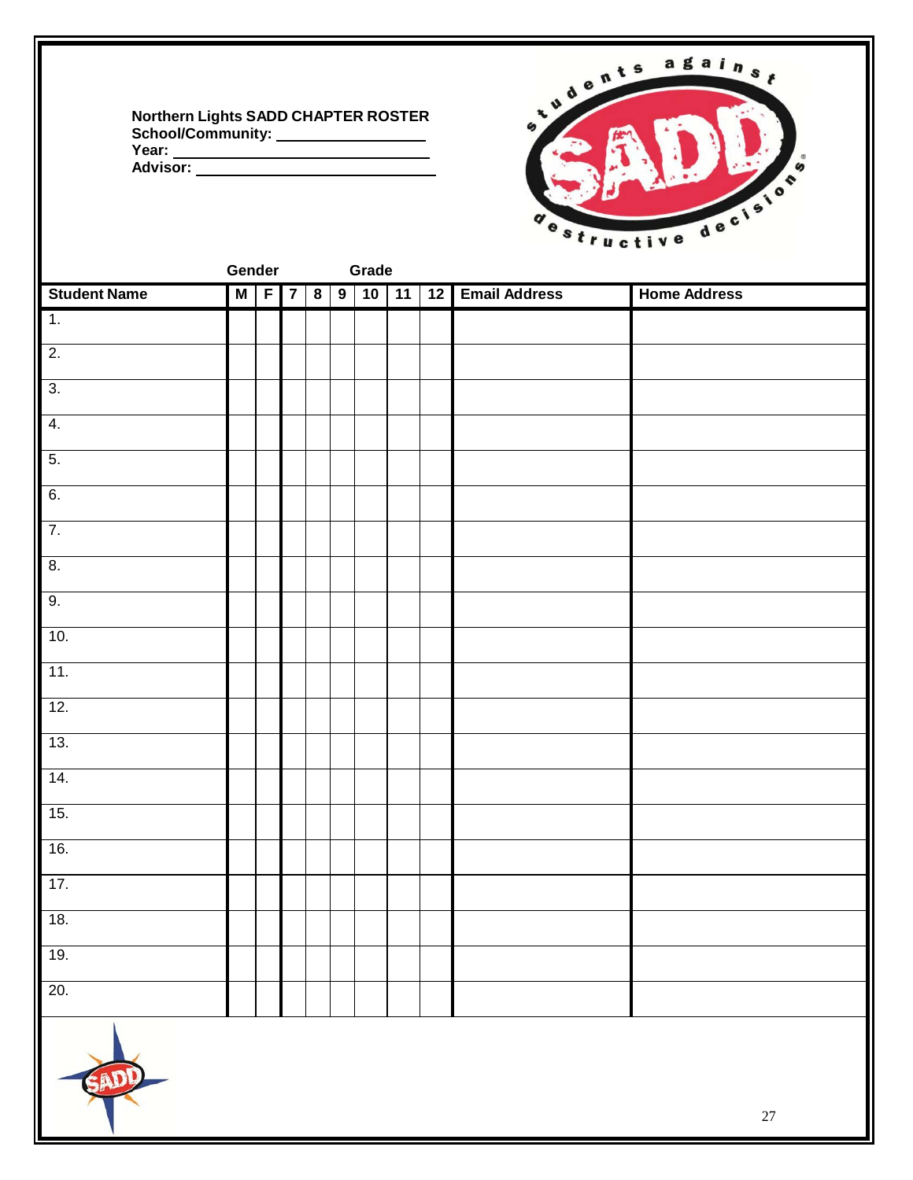**Northern Lights SADD CHAPTER ROSTER**
**School/Community:** ____________________
**Year:** ______________________________
**Advisor:** ____________________________

| Student Name | Gender | | Grade | | | | | | Email Address | Home Address |
|---|---|---|---|---|---|---|---|---|---|---|
| | M | F | 7 | 8 | 9 | 10 | 11 | 12 | | |
| 1. | | | | | | | | | | |
| 2. | | | | | | | | | | |
| 3. | | | | | | | | | | |
| 4. | | | | | | | | | | |
| 5. | | | | | | | | | | |
| 6. | | | | | | | | | | |
| 7. | | | | | | | | | | |
| 8. | | | | | | | | | | |
| 9. | | | | | | | | | | |
| 10. | | | | | | | | | | |
| 11. | | | | | | | | | | |
| 12. | | | | | | | | | | |
| 13. | | | | | | | | | | |
| 14. | | | | | | | | | | |
| 15. | | | | | | | | | | |
| 16. | | | | | | | | | | |
| 17. | | | | | | | | | | |
| 18. | | | | | | | | | | |
| 19. | | | | | | | | | | |
| 20. | | | | | | | | | | |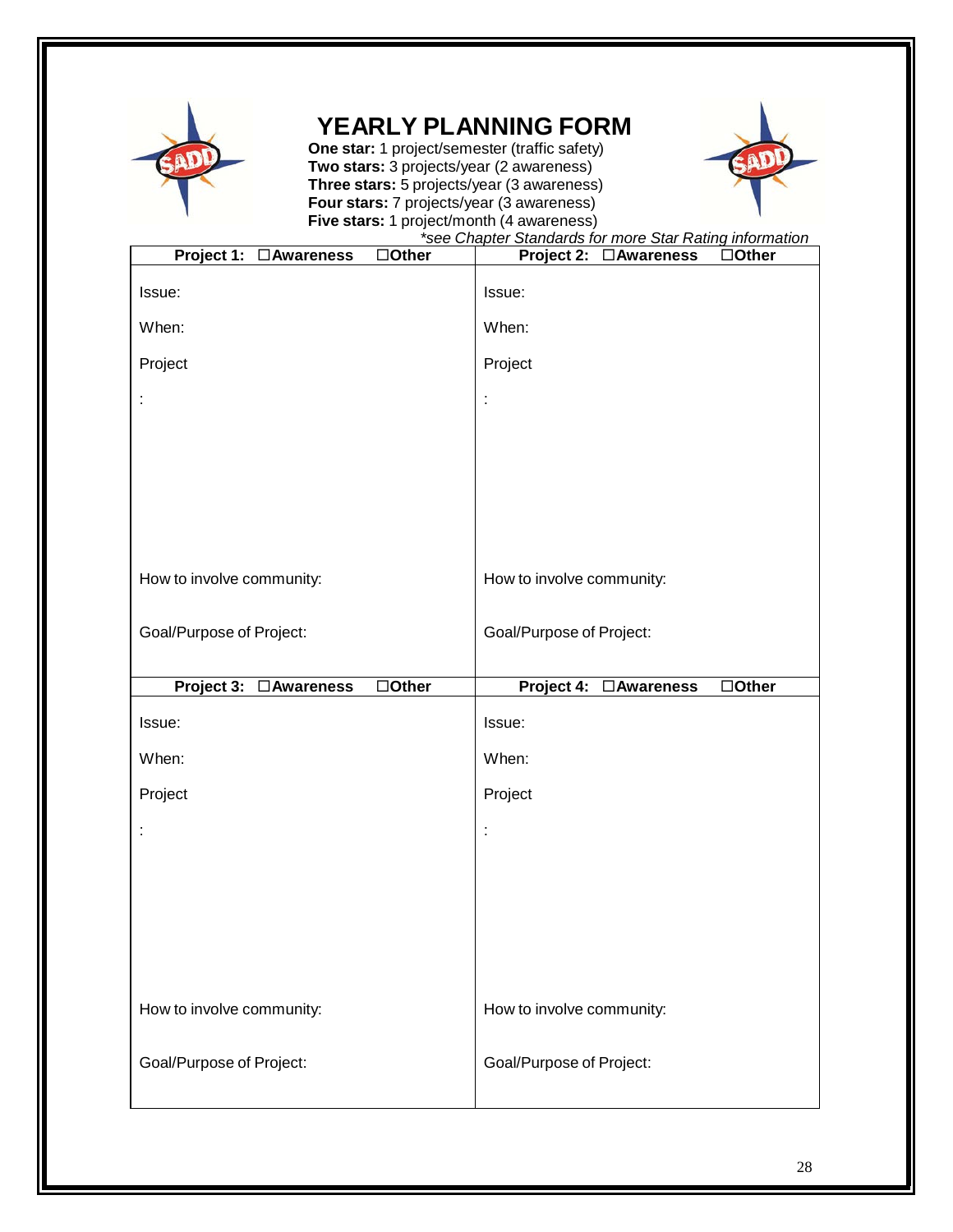# YEARLY PLANNING FORM

**One star:** 1 project/semester (traffic safety)
**Two stars:** 3 projects/year (2 awareness)
**Three stars:** 5 projects/year (3 awareness)
**Four stars:** 7 projects/year (3 awareness)
**Five stars:** 1 project/month (4 awareness)

*\*see Chapter Standards for more Star Rating information*

| **Project 1: ☐Awareness ☐Other** | **Project 2: ☐Awareness ☐Other** |
|---|---|
| Issue:<br><br>When:<br><br>Project<br><br>:<br><br><br><br><br><br>How to involve community:<br><br>Goal/Purpose of Project: | Issue:<br><br>When:<br><br>Project<br><br>:<br><br><br><br><br><br>How to involve community:<br><br>Goal/Purpose of Project: |
| **Project 3: ☐Awareness ☐Other** | **Project 4: ☐Awareness ☐Other** |
| Issue:<br><br>When:<br><br>Project<br><br>:<br><br><br><br><br><br>How to involve community:<br><br>Goal/Purpose of Project: | Issue:<br><br>When:<br><br>Project<br><br>:<br><br><br><br><br><br>How to involve community:<br><br>Goal/Purpose of Project: |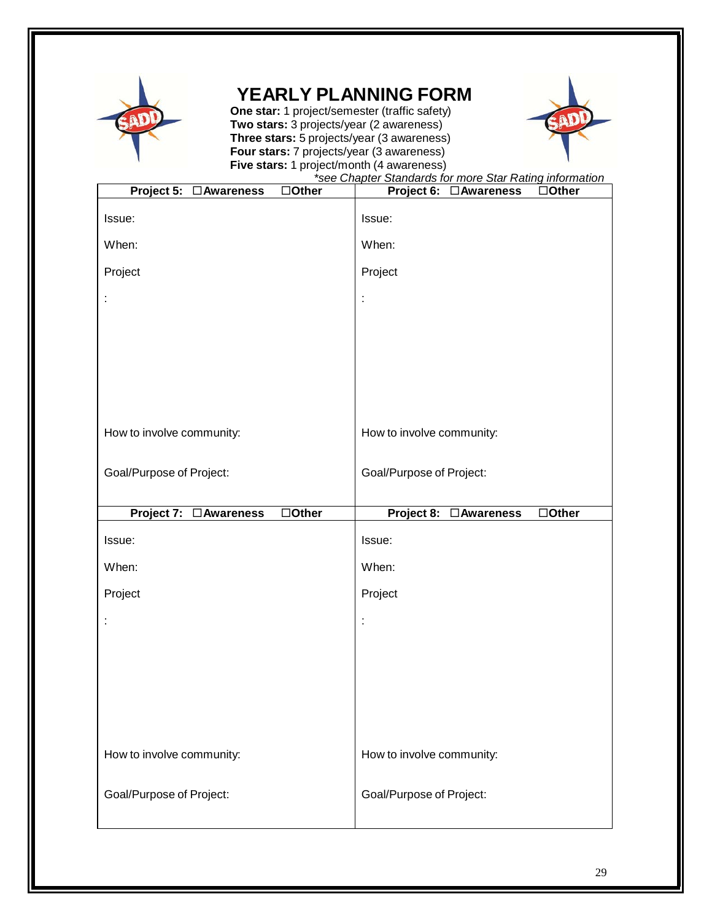# YEARLY PLANNING FORM

**One star:** 1 project/semester (traffic safety)
**Two stars:** 3 projects/year (2 awareness)
**Three stars:** 5 projects/year (3 awareness)
**Four stars:** 7 projects/year (3 awareness)
**Five stars:** 1 project/month (4 awareness)

*\*see Chapter Standards for more Star Rating information*

| **Project 5: ☐Awareness ☐Other** | **Project 6: ☐Awareness ☐Other** |
|---|---|
| Issue:<br><br>When:<br><br>Project<br><br>:<br><br><br><br><br>How to involve community:<br><br>Goal/Purpose of Project: | Issue:<br><br>When:<br><br>Project<br><br>:<br><br><br><br><br>How to involve community:<br><br>Goal/Purpose of Project: |
| **Project 7: ☐Awareness ☐Other** | **Project 8: ☐Awareness ☐Other** |
| Issue:<br><br>When:<br><br>Project<br><br>:<br><br><br><br><br>How to involve community:<br><br>Goal/Purpose of Project: | Issue:<br><br>When:<br><br>Project<br><br>:<br><br><br><br><br>How to involve community:<br><br>Goal/Purpose of Project: |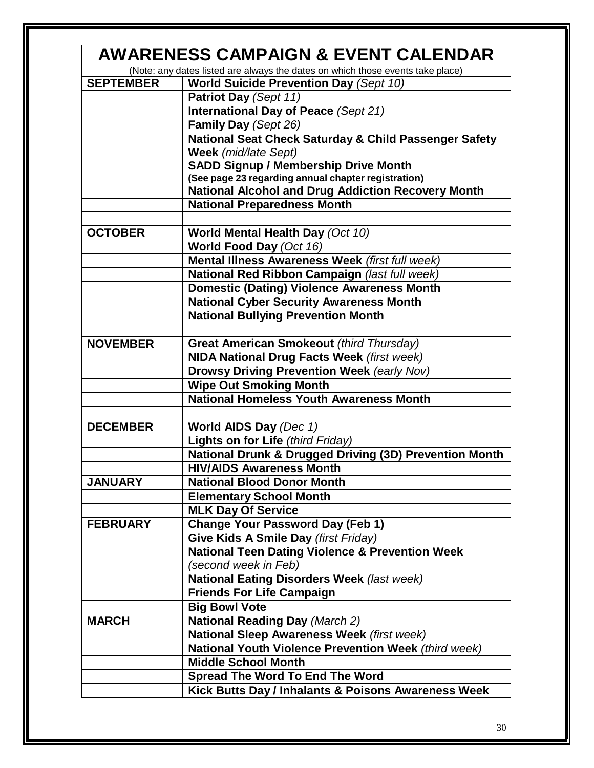# AWARENESS CAMPAIGN & EVENT CALENDAR

(Note: any dates listed are always the dates on which those events take place)

| Month | Event |
|---|---|
| **SEPTEMBER** | **World Suicide Prevention Day** *(Sept 10)* |
| | **Patriot Day** *(Sept 11)* |
| | **International Day of Peace** *(Sept 21)* |
| | **Family Day** *(Sept 26)* |
| | **National Seat Check Saturday & Child Passenger Safety Week** *(mid/late Sept)* |
| | **SADD Signup / Membership Drive Month** **(See page 23 regarding annual chapter registration)** |
| | **National Alcohol and Drug Addiction Recovery Month** |
| | **National Preparedness Month** |
| | |
| **OCTOBER** | **World Mental Health Day** *(Oct 10)* |
| | **World Food Day** *(Oct 16)* |
| | **Mental Illness Awareness Week** *(first full week)* |
| | **National Red Ribbon Campaign** *(last full week)* |
| | **Domestic (Dating) Violence Awareness Month** |
| | **National Cyber Security Awareness Month** |
| | **National Bullying Prevention Month** |
| | |
| **NOVEMBER** | **Great American Smokeout** *(third Thursday)* |
| | **NIDA National Drug Facts Week** *(first week)* |
| | **Drowsy Driving Prevention Week** *(early Nov)* |
| | **Wipe Out Smoking Month** |
| | **National Homeless Youth Awareness Month** |
| | |
| **DECEMBER** | **World AIDS Day** *(Dec 1)* |
| | **Lights on for Life** *(third Friday)* |
| | **National Drunk & Drugged Driving (3D) Prevention Month** |
| | **HIV/AIDS Awareness Month** |
| **JANUARY** | **National Blood Donor Month** |
| | **Elementary School Month** |
| | **MLK Day Of Service** |
| **FEBRUARY** | **Change Your Password Day (Feb 1)** |
| | **Give Kids A Smile Day** *(first Friday)* |
| | **National Teen Dating Violence & Prevention Week** *(second week in Feb)* |
| | **National Eating Disorders Week** *(last week)* |
| | **Friends For Life Campaign** |
| | **Big Bowl Vote** |
| **MARCH** | **National Reading Day** *(March 2)* |
| | **National Sleep Awareness Week** *(first week)* |
| | **National Youth Violence Prevention Week** *(third week)* |
| | **Middle School Month** |
| | **Spread The Word To End The Word** |
| | **Kick Butts Day / Inhalants & Poisons Awareness Week** |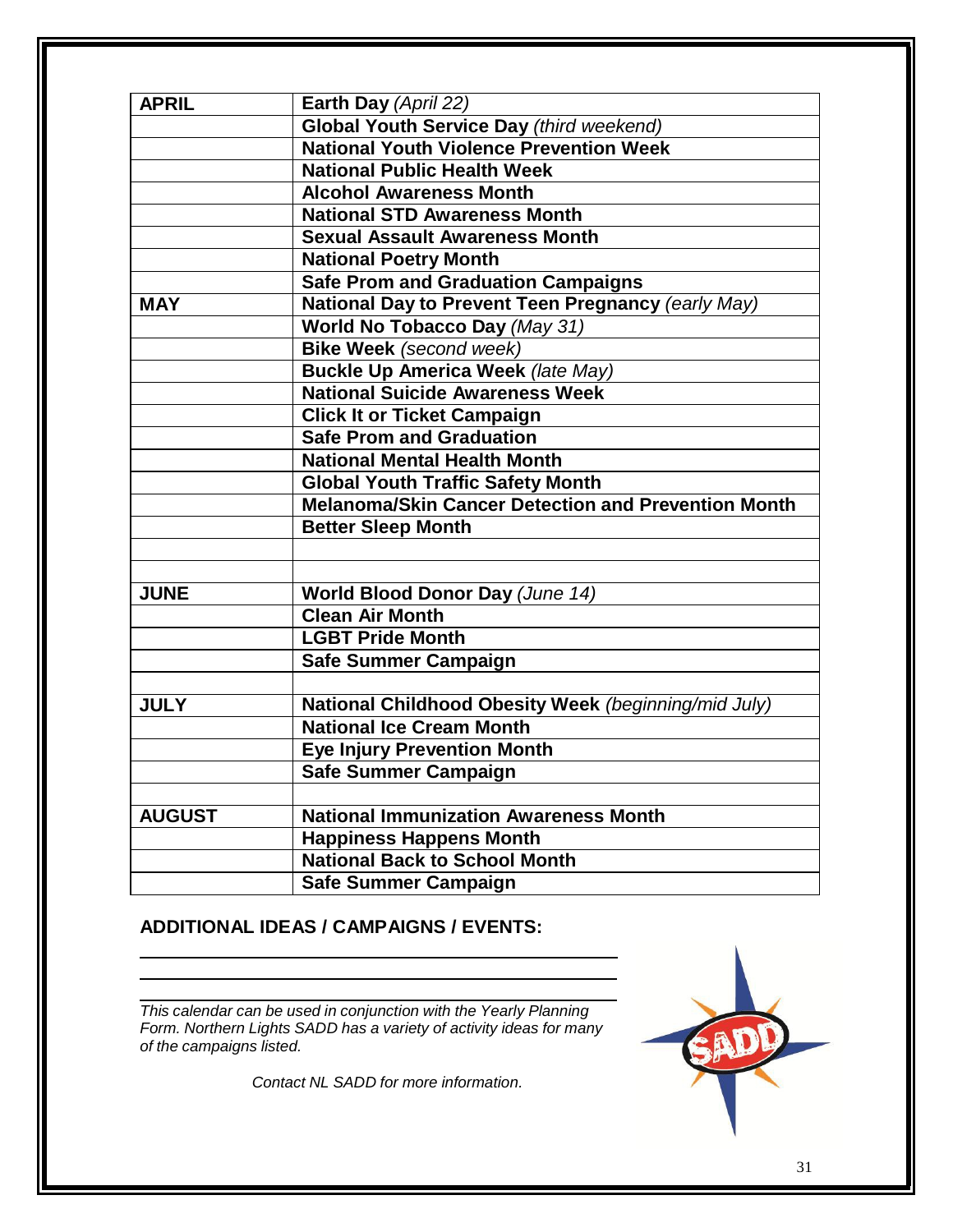| | |
|---|---|
| **APRIL** | **Earth Day** *(April 22)* |
| | **Global Youth Service Day** *(third weekend)* |
| | **National Youth Violence Prevention Week** |
| | **National Public Health Week** |
| | **Alcohol Awareness Month** |
| | **National STD Awareness Month** |
| | **Sexual Assault Awareness Month** |
| | **National Poetry Month** |
| | **Safe Prom and Graduation Campaigns** |
| **MAY** | **National Day to Prevent Teen Pregnancy** *(early May)* |
| | **World No Tobacco Day** *(May 31)* |
| | **Bike Week** *(second week)* |
| | **Buckle Up America Week** *(late May)* |
| | **National Suicide Awareness Week** |
| | **Click It or Ticket Campaign** |
| | **Safe Prom and Graduation** |
| | **National Mental Health Month** |
| | **Global Youth Traffic Safety Month** |
| | **Melanoma/Skin Cancer Detection and Prevention Month** |
| | **Better Sleep Month** |
| | |
| | |
| **JUNE** | **World Blood Donor Day** *(June 14)* |
| | **Clean Air Month** |
| | **LGBT Pride Month** |
| | **Safe Summer Campaign** |
| | |
| **JULY** | **National Childhood Obesity Week** *(beginning/mid July)* |
| | **National Ice Cream Month** |
| | **Eye Injury Prevention Month** |
| | **Safe Summer Campaign** |
| | |
| **AUGUST** | **National Immunization Awareness Month** |
| | **Happiness Happens Month** |
| | **National Back to School Month** |
| | **Safe Summer Campaign** |

**ADDITIONAL IDEAS / CAMPAIGNS / EVENTS:**

___________________________________________

___________________________________________

___________________________________________

*This calendar can be used in conjunction with the Yearly Planning Form. Northern Lights SADD has a variety of activity ideas for many of the campaigns listed.*

*Contact NL SADD for more information.*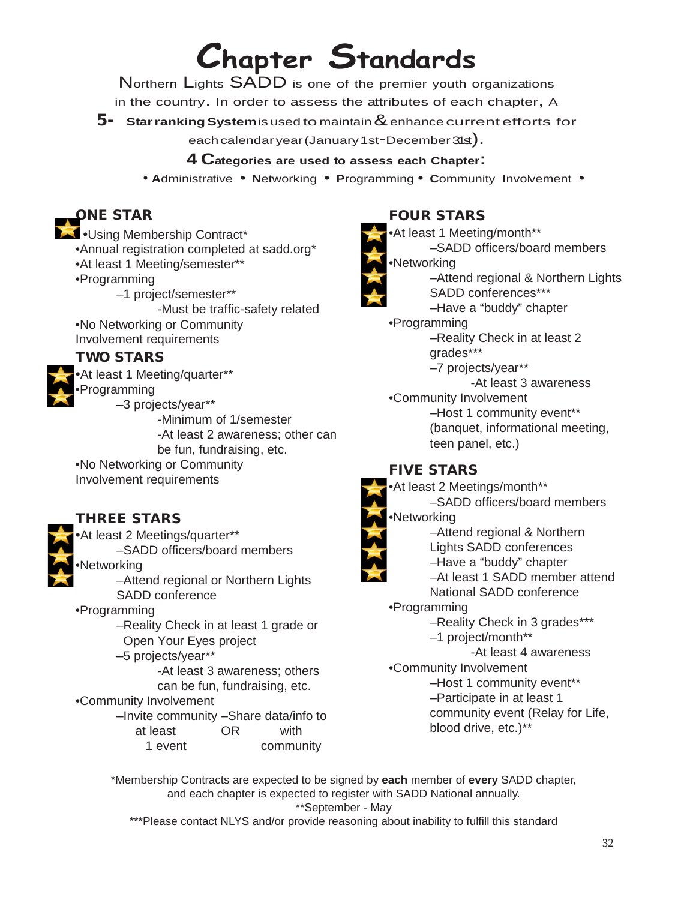# Chapter Standards

Northern Lights SADD is one of the premier youth organizations in the country. In order to assess the attributes of each chapter, A **5- Star ranking System** is used to maintain & enhance current efforts for each calendar year (January 1st-December 31st).

**4 Categories are used to assess each Chapter:**

• **A**dministrative • **N**etworking • **P**rogramming • **C**ommunity **I**nvolvement •

## ONE STAR

- Using Membership Contract*
- Annual registration completed at sadd.org*
- At least 1 Meeting/semester**
- Programming
  - –1 project/semester**
    - -Must be traffic-safety related
- No Networking or Community Involvement requirements

## TWO STARS

- At least 1 Meeting/quarter**
- Programming
  - –3 projects/year**
    - -Minimum of 1/semester
    - -At least 2 awareness; other can be fun, fundraising, etc.
- No Networking or Community Involvement requirements

## THREE STARS

- At least 2 Meetings/quarter**
  - –SADD officers/board members
- Networking
  - –Attend regional or Northern Lights SADD conference
- Programming
  - –Reality Check in at least 1 grade or Open Your Eyes project
  - –5 projects/year**
    - -At least 3 awareness; others can be fun, fundraising, etc.
- Community Involvement
  - –Invite community at least 1 event OR –Share data/info to with community

## FOUR STARS

- At least 1 Meeting/month**
  - –SADD officers/board members
- Networking
  - –Attend regional & Northern Lights SADD conferences***
  - –Have a "buddy" chapter
- Programming
  - –Reality Check in at least 2 grades***
  - –7 projects/year**
    - -At least 3 awareness
- Community Involvement
  - –Host 1 community event** (banquet, informational meeting, teen panel, etc.)

## FIVE STARS

- At least 2 Meetings/month**
  - –SADD officers/board members
- Networking
  - –Attend regional & Northern Lights SADD conferences
  - –Have a "buddy" chapter
  - –At least 1 SADD member attend National SADD conference
- Programming
  - –Reality Check in 3 grades***
  - –1 project/month**
    - -At least 4 awareness
- Community Involvement
  - –Host 1 community event**
  - –Participate in at least 1 community event (Relay for Life, blood drive, etc.)**

*Membership Contracts are expected to be signed by **each** member of **every** SADD chapter, and each chapter is expected to register with SADD National annually.

**September - May

***Please contact NLYS and/or provide reasoning about inability to fulfill this standard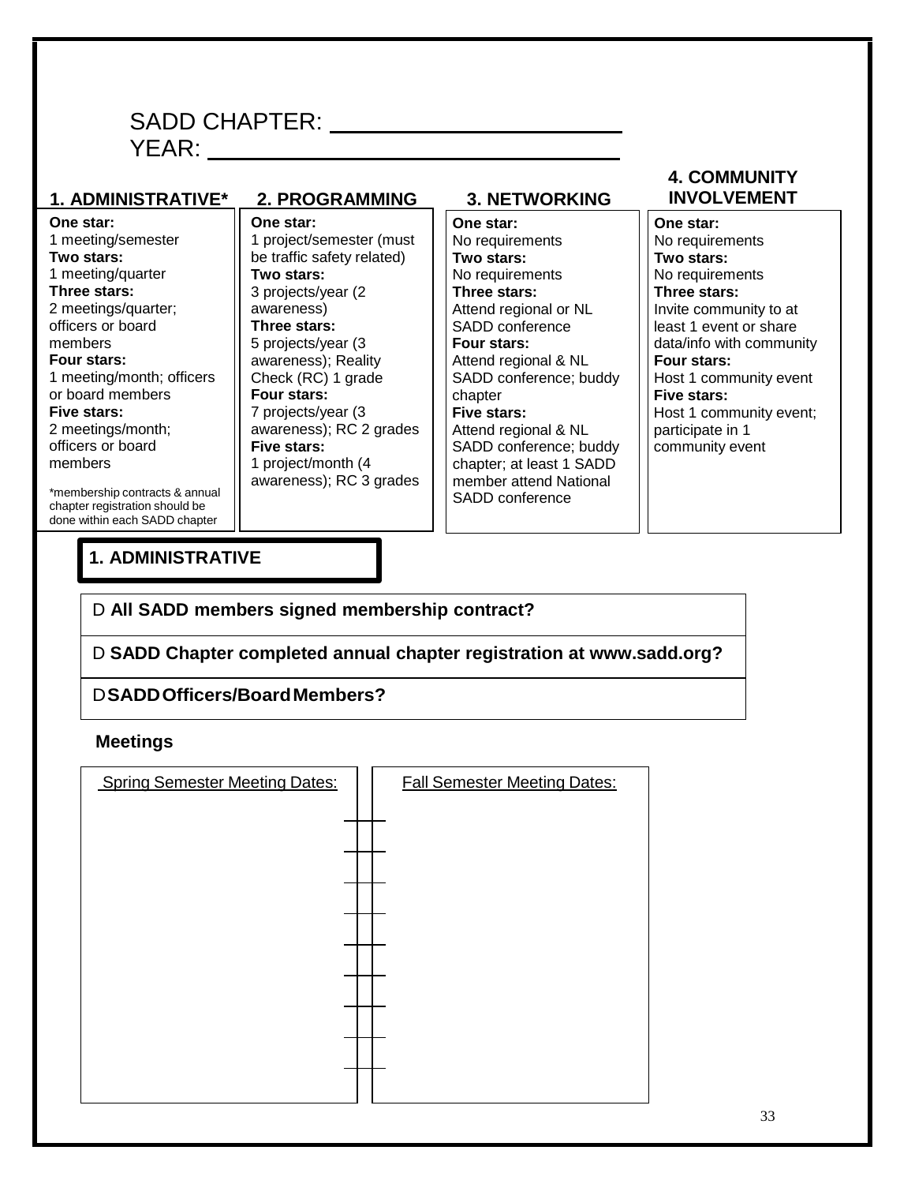SADD CHAPTER: ______________________

YEAR: ______________________________

| 1. ADMINISTRATIVE* | 2. PROGRAMMING | 3. NETWORKING | 4. COMMUNITY INVOLVEMENT |
|---|---|---|---|
| **One star:** 1 meeting/semester **Two stars:** 1 meeting/quarter **Three stars:** 2 meetings/quarter; officers or board members **Four stars:** 1 meeting/month; officers or board members **Five stars:** 2 meetings/month; officers or board members *membership contracts & annual chapter registration should be done within each SADD chapter | **One star:** 1 project/semester (must be traffic safety related) **Two stars:** 3 projects/year (2 awareness) **Three stars:** 5 projects/year (3 awareness); Reality Check (RC) 1 grade **Four stars:** 7 projects/year (3 awareness); RC 2 grades **Five stars:** 1 project/month (4 awareness); RC 3 grades | **One star:** No requirements **Two stars:** No requirements **Three stars:** Attend regional or NL SADD conference **Four stars:** Attend regional & NL SADD conference; buddy chapter **Five stars:** Attend regional & NL SADD conference; buddy chapter; at least 1 SADD member attend National SADD conference | **One star:** No requirements **Two stars:** No requirements **Three stars:** Invite community to at least 1 event or share data/info with community **Four stars:** Host 1 community event **Five stars:** Host 1 community event; participate in 1 community event |

## 1. ADMINISTRATIVE

- ☐ **All SADD members signed membership contract?**
- ☐ **SADD Chapter completed annual chapter registration at www.sadd.org?**
- ☐ **SADD Officers/Board Members?**

**Meetings**

| Spring Semester Meeting Dates: | Fall Semester Meeting Dates: |
|---|---|
| | |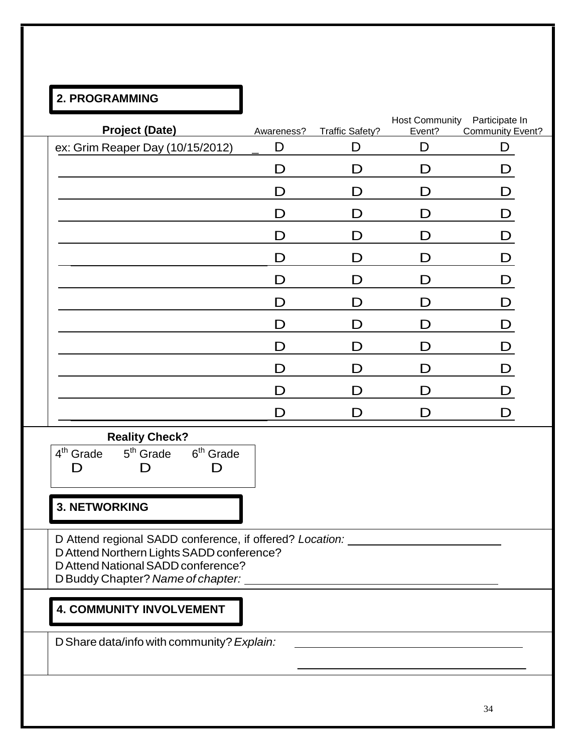## 2. PROGRAMMING

| Project (Date) | Awareness? | Traffic Safety? | Host Community Event? | Participate In Community Event? |
|---|---|---|---|---|
| ex: Grim Reaper Day (10/15/2012) | D | D | D | D |
| | D | D | D | D |
| | D | D | D | D |
| | D | D | D | D |
| | D | D | D | D |
| | D | D | D | D |
| | D | D | D | D |
| | D | D | D | D |
| | D | D | D | D |
| | D | D | D | D |
| | D | D | D | D |
| | D | D | D | D |
| | D | D | D | D |

**Reality Check?**

| 4th Grade | 5th Grade | 6th Grade |
|---|---|---|
| D | D | D |

## 3. NETWORKING

D Attend regional SADD conference, if offered? *Location:* ____________________

D Attend Northern Lights SADD conference?

D Attend National SADD conference?

D Buddy Chapter? *Name of chapter:* ____________________

## 4. COMMUNITY INVOLVEMENT

D Share data/info with community? *Explain:* ____________________

____________________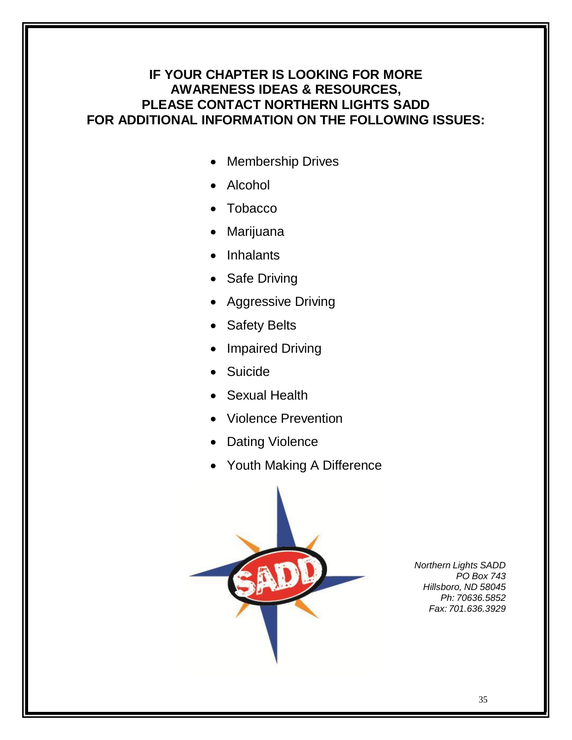**IF YOUR CHAPTER IS LOOKING FOR MORE AWARENESS IDEAS & RESOURCES, PLEASE CONTACT NORTHERN LIGHTS SADD FOR ADDITIONAL INFORMATION ON THE FOLLOWING ISSUES:**

- Membership Drives
- Alcohol
- Tobacco
- Marijuana
- Inhalants
- Safe Driving
- Aggressive Driving
- Safety Belts
- Impaired Driving
- Suicide
- Sexual Health
- Violence Prevention
- Dating Violence
- Youth Making A Difference

*Northern Lights SADD*
*PO Box 743*
*Hillsboro, ND 58045*
*Ph: 70636.5852*
*Fax: 701.636.3929*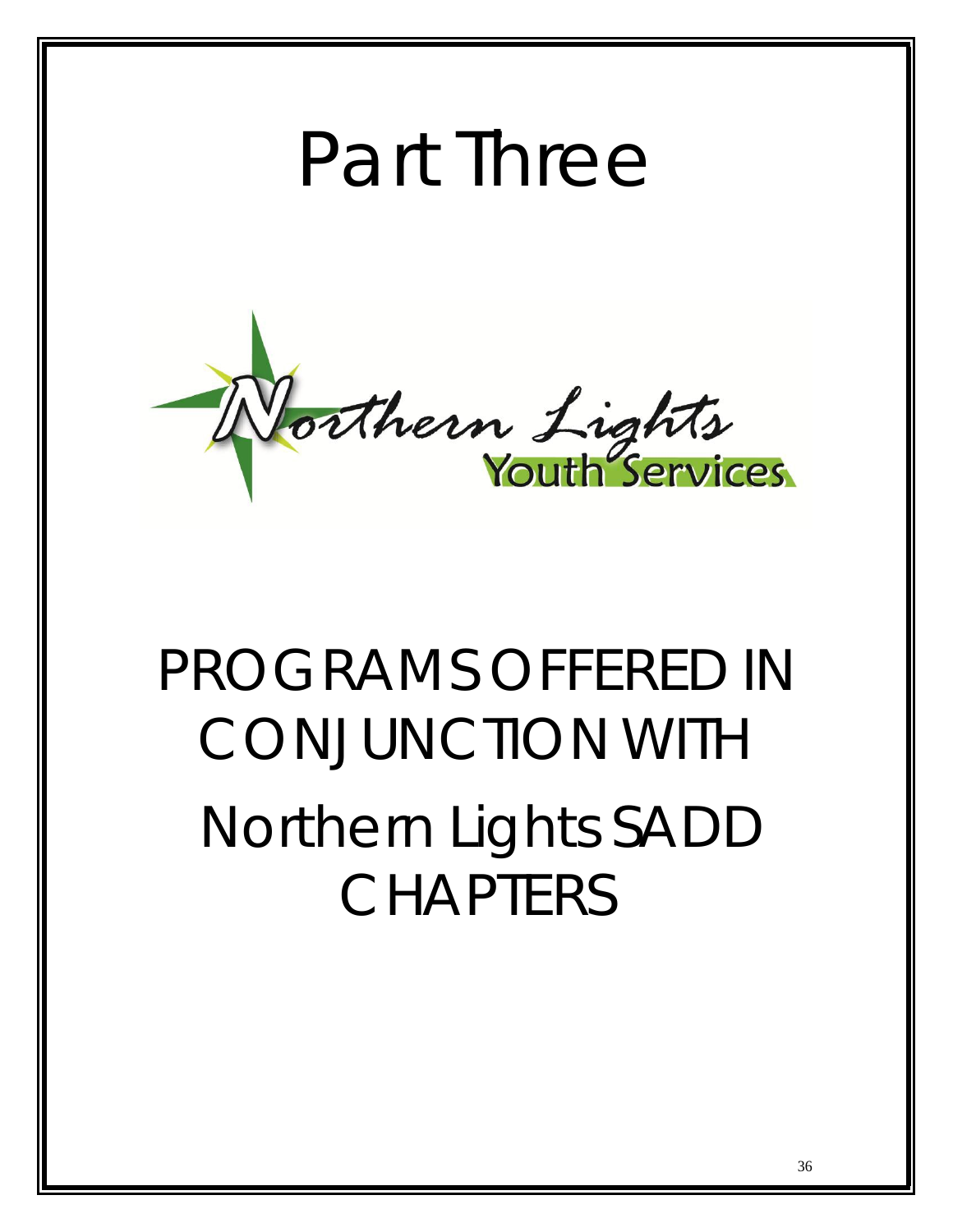# Part Three

Northern Lights Youth Services

# PROGRAMS OFFERED IN CONJUNCTION WITH Northern Lights SADD CHAPTERS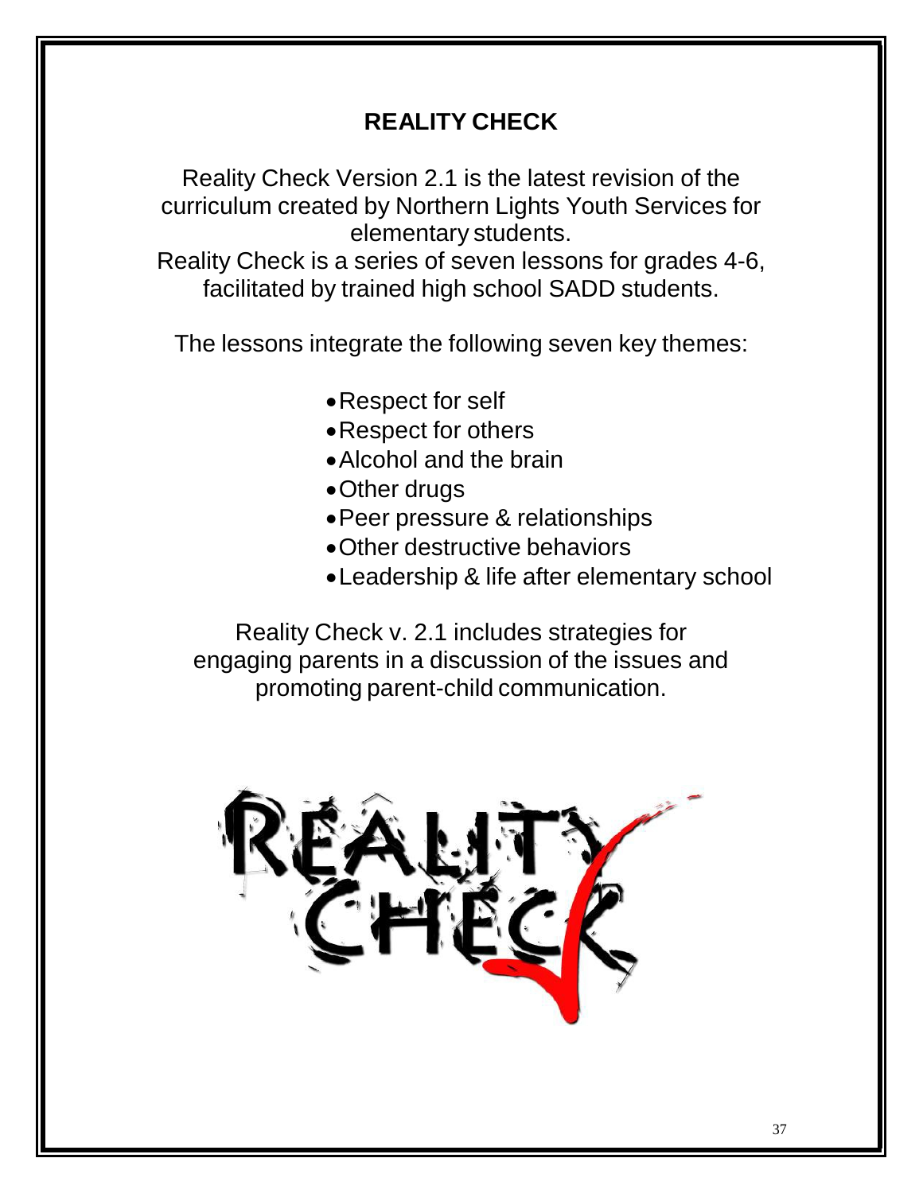# REALITY CHECK

Reality Check Version 2.1 is the latest revision of the curriculum created by Northern Lights Youth Services for elementary students.
Reality Check is a series of seven lessons for grades 4-6, facilitated by trained high school SADD students.

The lessons integrate the following seven key themes:

- Respect for self
- Respect for others
- Alcohol and the brain
- Other drugs
- Peer pressure & relationships
- Other destructive behaviors
- Leadership & life after elementary school

Reality Check v. 2.1 includes strategies for engaging parents in a discussion of the issues and promoting parent-child communication.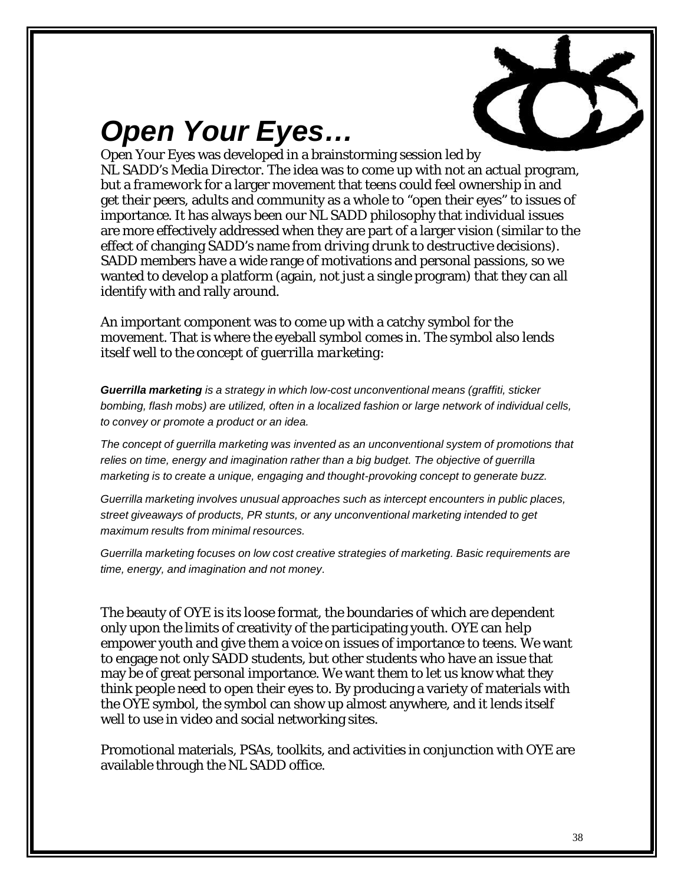# *Open Your Eyes…*

Open Your Eyes was developed in a brainstorming session led by NL SADD's Media Director. The idea was to come up with not an actual program, but a *framework* for a larger movement that teens could feel ownership in and get their peers, adults and community as a whole to "open their eyes" to issues of importance. It has always been our NL SADD philosophy that individual issues are more effectively addressed when they are part of a larger vision (similar to the effect of changing SADD's name from *driving drunk* to *destructive decisions*). SADD members have a wide range of motivations and personal passions, so we wanted to develop a platform (again, not just a single program) that they can all identify with and rally around.

An important component was to come up with a catchy symbol for the movement. That is where the eyeball symbol comes in. The symbol also lends itself well to the concept of *guerrilla marketing*:

***Guerrilla marketing*** *is a strategy in which low-cost unconventional means (graffiti, sticker bombing, flash mobs) are utilized, often in a localized fashion or large network of individual cells, to convey or promote a product or an idea.*

*The concept of guerrilla marketing was invented as an unconventional system of promotions that relies on time, energy and imagination rather than a big budget. The objective of guerrilla marketing is to create a unique, engaging and thought-provoking concept to generate buzz.*

*Guerrilla marketing involves unusual approaches such as intercept encounters in public places, street giveaways of products, PR stunts, or any unconventional marketing intended to get maximum results from minimal resources.*

*Guerrilla marketing focuses on low cost creative strategies of marketing. Basic requirements are time, energy, and imagination and not money.*

The beauty of OYE is its loose format, the boundaries of which are dependent only upon the limits of creativity of the participating youth. OYE can help empower youth and give them a voice on issues of importance to teens. We want to engage not only SADD students, but other students who have an issue that may be of great personal importance. We want them to let us know what they think people need to open their eyes to. By producing a variety of materials with the OYE symbol, the symbol can show up almost anywhere, and it lends itself well to use in video and social networking sites.

Promotional materials, PSAs, toolkits, and activities in conjunction with OYE are available through the NL SADD office.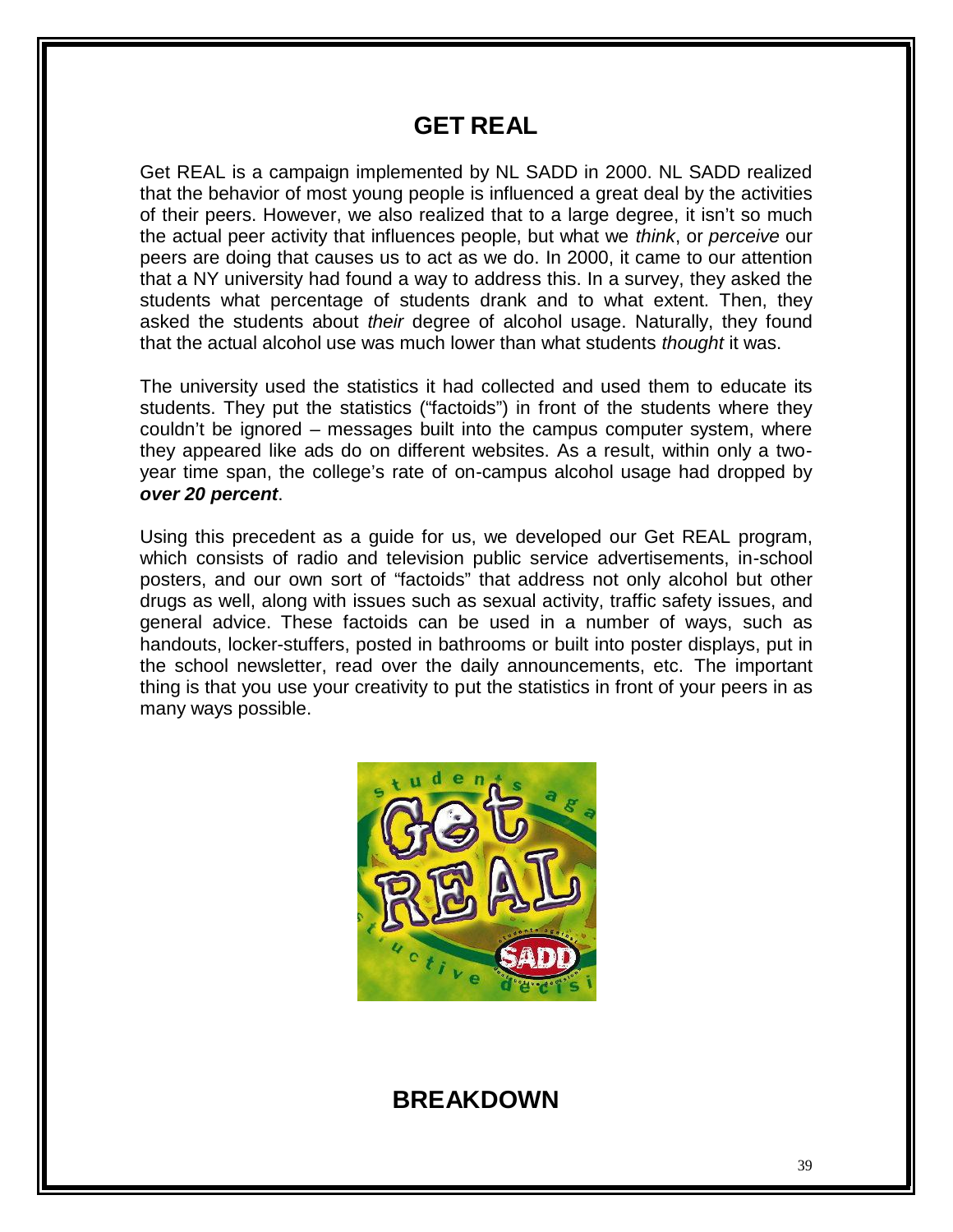# GET REAL

Get REAL is a campaign implemented by NL SADD in 2000. NL SADD realized that the behavior of most young people is influenced a great deal by the activities of their peers. However, we also realized that to a large degree, it isn't so much the actual peer activity that influences people, but what we *think*, or *perceive* our peers are doing that causes us to act as we do. In 2000, it came to our attention that a NY university had found a way to address this. In a survey, they asked the students what percentage of students drank and to what extent. Then, they asked the students about *their* degree of alcohol usage. Naturally, they found that the actual alcohol use was much lower than what students *thought* it was.

The university used the statistics it had collected and used them to educate its students. They put the statistics ("factoids") in front of the students where they couldn't be ignored – messages built into the campus computer system, where they appeared like ads do on different websites. As a result, within only a two-year time span, the college's rate of on-campus alcohol usage had dropped by ***over 20 percent***.

Using this precedent as a guide for us, we developed our Get REAL program, which consists of radio and television public service advertisements, in-school posters, and our own sort of "factoids" that address not only alcohol but other drugs as well, along with issues such as sexual activity, traffic safety issues, and general advice. These factoids can be used in a number of ways, such as handouts, locker-stuffers, posted in bathrooms or built into poster displays, put in the school newsletter, read over the daily announcements, etc. The important thing is that you use your creativity to put the statistics in front of your peers in as many ways possible.

# BREAKDOWN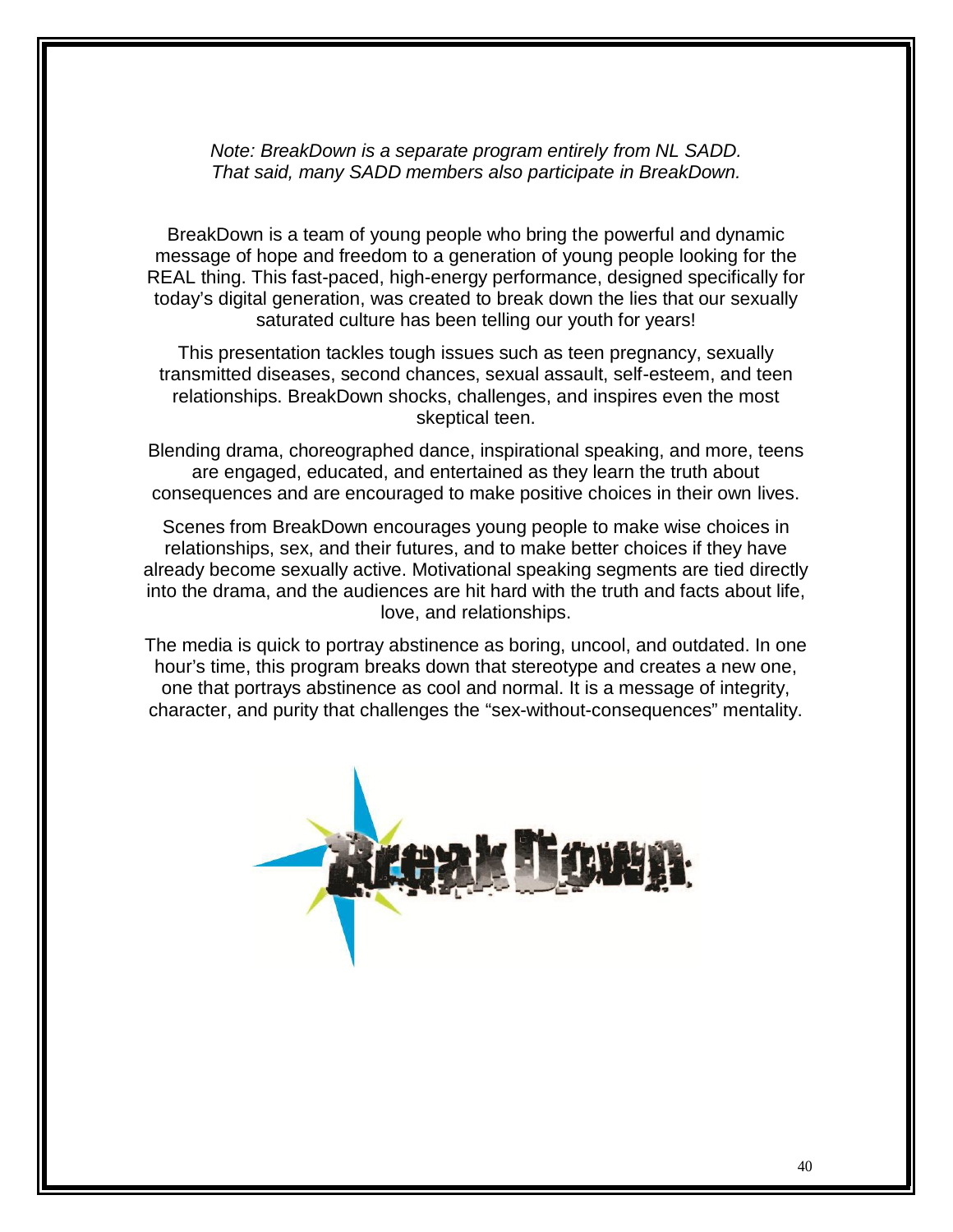*Note: BreakDown is a separate program entirely from NL SADD. That said, many SADD members also participate in BreakDown.*

BreakDown is a team of young people who bring the powerful and dynamic message of hope and freedom to a generation of young people looking for the REAL thing. This fast-paced, high-energy performance, designed specifically for today's digital generation, was created to break down the lies that our sexually saturated culture has been telling our youth for years!

This presentation tackles tough issues such as teen pregnancy, sexually transmitted diseases, second chances, sexual assault, self-esteem, and teen relationships. BreakDown shocks, challenges, and inspires even the most skeptical teen.

Blending drama, choreographed dance, inspirational speaking, and more, teens are engaged, educated, and entertained as they learn the truth about consequences and are encouraged to make positive choices in their own lives.

Scenes from BreakDown encourages young people to make wise choices in relationships, sex, and their futures, and to make better choices if they have already become sexually active. Motivational speaking segments are tied directly into the drama, and the audiences are hit hard with the truth and facts about life, love, and relationships.

The media is quick to portray abstinence as boring, uncool, and outdated. In one hour's time, this program breaks down that stereotype and creates a new one, one that portrays abstinence as cool and normal. It is a message of integrity, character, and purity that challenges the "sex-without-consequences" mentality.

BreakDown